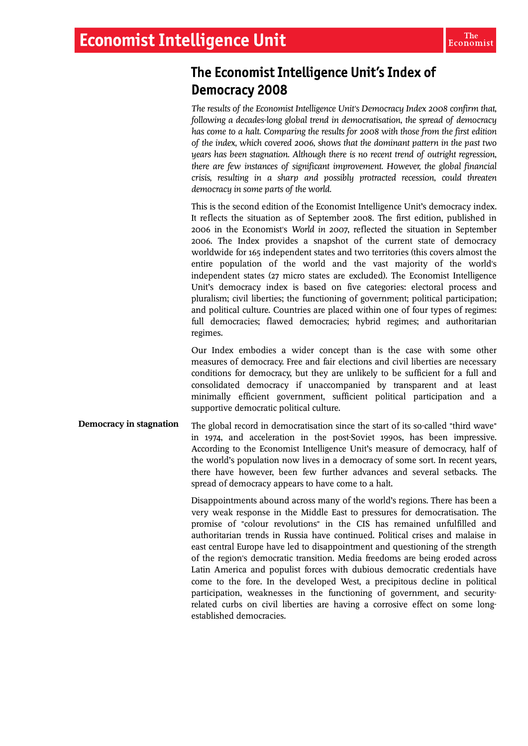# The Economist Intelligence Unit's Index of Democracy 2008

*The results of the Economist Intelligence Unit's Democracy Index 2008 confirm that, following a decades-long global trend in democratisation, the spread of democracy has come to a halt. Comparing the results for 2008 with those from the first edition of the index, which covered 2006, shows that the dominant pattern in the past two years has been stagnation. Although there is no recent trend of outright regression, there are few instances of significant improvement. However, the global financial crisis, resulting in a sharp and possibly protracted recession, could threaten democracy in some parts of the world.*

This is the second edition of the Economist Intelligence Unit's democracy index. It reflects the situation as of September 2008. The first edition, published in 2006 in the Economist's *World in 2007*, reflected the situation in September 2006. The Index provides a snapshot of the current state of democracy worldwide for 165 independent states and two territories (this covers almost the entire population of the world and the vast majority of the world's independent states (27 micro states are excluded). The Economist Intelligence Unit's democracy index is based on five categories: electoral process and pluralism; civil liberties; the functioning of government; political participation; and political culture. Countries are placed within one of four types of regimes: full democracies; flawed democracies; hybrid regimes; and authoritarian regimes.

Our Index embodies a wider concept than is the case with some other measures of democracy. Free and fair elections and civil liberties are necessary conditions for democracy, but they are unlikely to be sufficient for a full and consolidated democracy if unaccompanied by transparent and at least minimally efficient government, sufficient political participation and a supportive democratic political culture.

**Democracy in stagnation**

The global record in democratisation since the start of its so-called "third wave" in 1974, and acceleration in the post-Soviet 1990s, has been impressive. According to the Economist Intelligence Unit's measure of democracy, half of the world's population now lives in a democracy of some sort. In recent years, there have however, been few further advances and several setbacks. The spread of democracy appears to have come to a halt.

Disappointments abound across many of the world's regions. There has been a very weak response in the Middle East to pressures for democratisation. The promise of "colour revolutions" in the CIS has remained unfulfilled and authoritarian trends in Russia have continued. Political crises and malaise in east central Europe have led to disappointment and questioning of the strength of the region's democratic transition. Media freedoms are being eroded across Latin America and populist forces with dubious democratic credentials have come to the fore. In the developed West, a precipitous decline in political participation, weaknesses in the functioning of government, and security-related curbs on civil liberties are having a corrosive effect on some long-established democracies.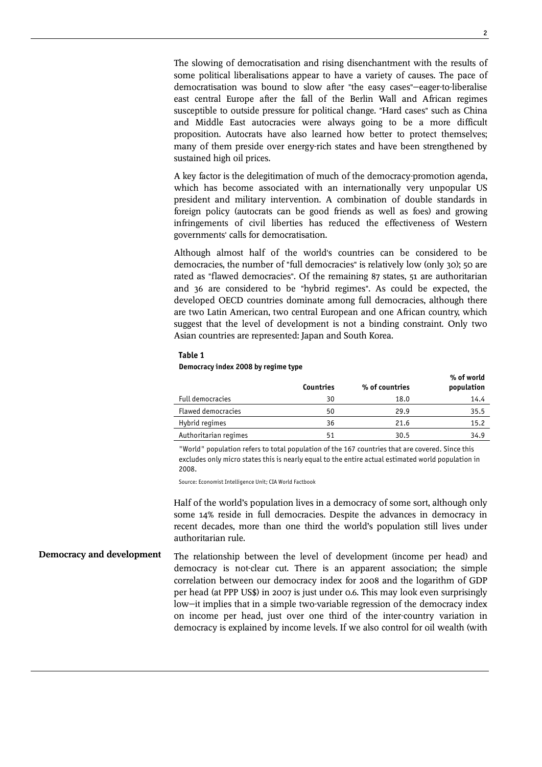The slowing of democratisation and rising disenchantment with the results of some political liberalisations appear to have a variety of causes. The pace of democratisation was bound to slow after "the easy cases"—eager-to-liberalise east central Europe after the fall of the Berlin Wall and African regimes susceptible to outside pressure for political change. "Hard cases" such as China and Middle East autocracies were always going to be a more difficult proposition. Autocrats have also learned how better to protect themselves; many of them preside over energy-rich states and have been strengthened by sustained high oil prices.

A key factor is the delegitimation of much of the democracy-promotion agenda, which has become associated with an internationally very unpopular US president and military intervention. A combination of double standards in foreign policy (autocrats can be good friends as well as foes) and growing infringements of civil liberties has reduced the effectiveness of Western governments' calls for democratisation.

Although almost half of the world's countries can be considered to be democracies, the number of "full democracies" is relatively low (only 30); 50 are rated as "flawed democracies". Of the remaining 87 states, 51 are authoritarian and 36 are considered to be "hybrid regimes". As could be expected, the developed OECD countries dominate among full democracies, although there are two Latin American, two central European and one African country, which suggest that the level of development is not a binding constraint. Only two Asian countries are represented: Japan and South Korea.

**Table 1**

**Democracy index 2008 by regime type**

| | Countries | % of countries | % of world population |
|---|---|---|---|
| Full democracies | 30 | 18.0 | 14.4 |
| Flawed democracies | 50 | 29.9 | 35.5 |
| Hybrid regimes | 36 | 21.6 | 15.2 |
| Authoritarian regimes | 51 | 30.5 | 34.9 |

"World" population refers to total population of the 167 countries that are covered. Since this excludes only micro states this is nearly equal to the entire actual estimated world population in 2008.

Source: Economist Intelligence Unit; CIA World Factbook

Half of the world's population lives in a democracy of some sort, although only some 14% reside in full democracies. Despite the advances in democracy in recent decades, more than one third the world's population still lives under authoritarian rule.

## Democracy and development

The relationship between the level of development (income per head) and democracy is not-clear cut. There is an apparent association; the simple correlation between our democracy index for 2008 and the logarithm of GDP per head (at PPP US$) in 2007 is just under 0.6. This may look even surprisingly low—it implies that in a simple two-variable regression of the democracy index on income per head, just over one third of the inter-country variation in democracy is explained by income levels. If we also control for oil wealth (with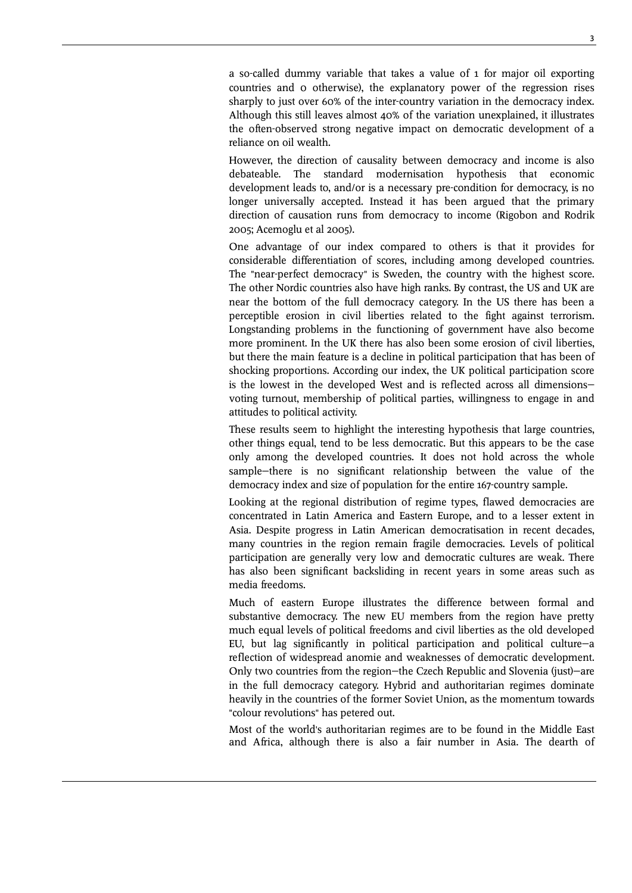a so-called dummy variable that takes a value of 1 for major oil exporting countries and 0 otherwise), the explanatory power of the regression rises sharply to just over 60% of the inter-country variation in the democracy index. Although this still leaves almost 40% of the variation unexplained, it illustrates the often-observed strong negative impact on democratic development of a reliance on oil wealth.

However, the direction of causality between democracy and income is also debateable. The standard modernisation hypothesis that economic development leads to, and/or is a necessary pre-condition for democracy, is no longer universally accepted. Instead it has been argued that the primary direction of causation runs from democracy to income (Rigobon and Rodrik 2005; Acemoglu et al 2005).

One advantage of our index compared to others is that it provides for considerable differentiation of scores, including among developed countries. The "near-perfect democracy" is Sweden, the country with the highest score. The other Nordic countries also have high ranks. By contrast, the US and UK are near the bottom of the full democracy category. In the US there has been a perceptible erosion in civil liberties related to the fight against terrorism. Longstanding problems in the functioning of government have also become more prominent. In the UK there has also been some erosion of civil liberties, but there the main feature is a decline in political participation that has been of shocking proportions. According our index, the UK political participation score is the lowest in the developed West and is reflected across all dimensions—voting turnout, membership of political parties, willingness to engage in and attitudes to political activity.

These results seem to highlight the interesting hypothesis that large countries, other things equal, tend to be less democratic. But this appears to be the case only among the developed countries. It does not hold across the whole sample—there is no significant relationship between the value of the democracy index and size of population for the entire 167-country sample.

Looking at the regional distribution of regime types, flawed democracies are concentrated in Latin America and Eastern Europe, and to a lesser extent in Asia. Despite progress in Latin American democratisation in recent decades, many countries in the region remain fragile democracies. Levels of political participation are generally very low and democratic cultures are weak. There has also been significant backsliding in recent years in some areas such as media freedoms.

Much of eastern Europe illustrates the difference between formal and substantive democracy. The new EU members from the region have pretty much equal levels of political freedoms and civil liberties as the old developed EU, but lag significantly in political participation and political culture—a reflection of widespread anomie and weaknesses of democratic development. Only two countries from the region—the Czech Republic and Slovenia (just)—are in the full democracy category. Hybrid and authoritarian regimes dominate heavily in the countries of the former Soviet Union, as the momentum towards "colour revolutions" has petered out.

Most of the world's authoritarian regimes are to be found in the Middle East and Africa, although there is also a fair number in Asia. The dearth of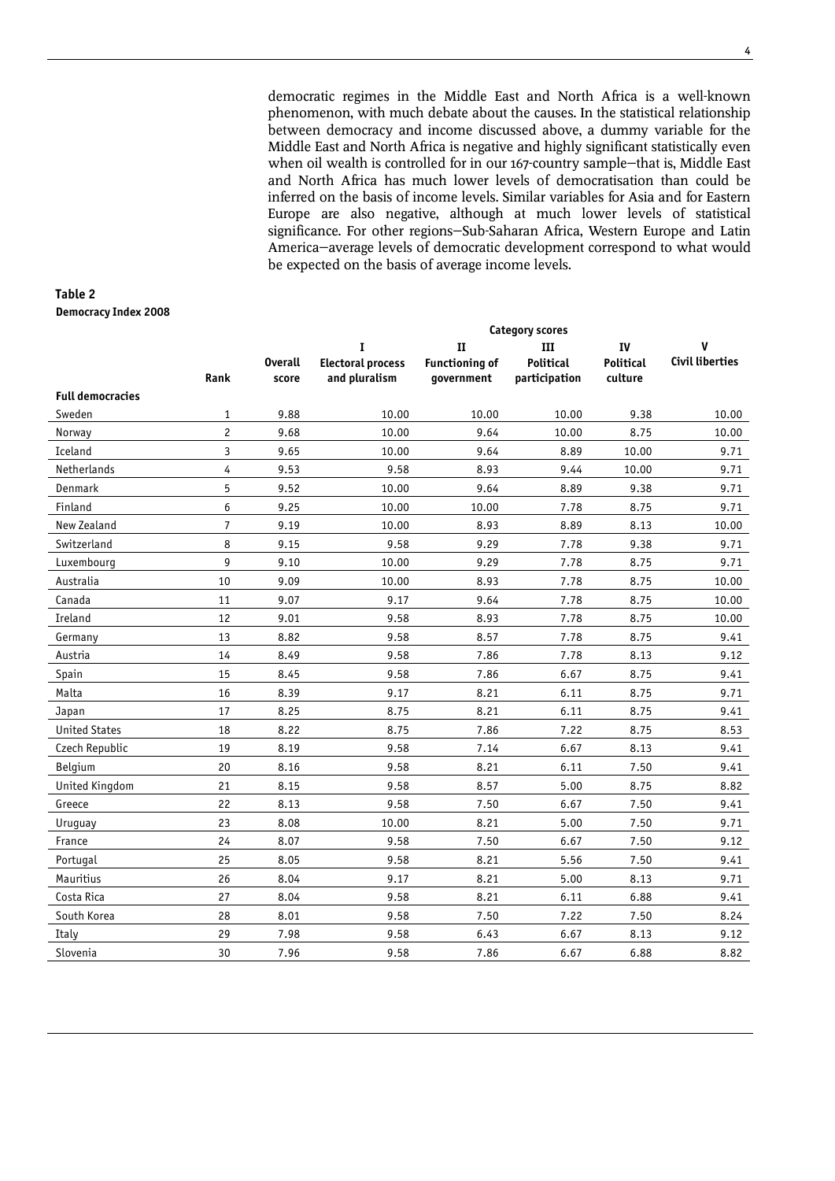democratic regimes in the Middle East and North Africa is a well-known phenomenon, with much debate about the causes. In the statistical relationship between democracy and income discussed above, a dummy variable for the Middle East and North Africa is negative and highly significant statistically even when oil wealth is controlled for in our 167-country sample—that is, Middle East and North Africa has much lower levels of democratisation than could be inferred on the basis of income levels. Similar variables for Asia and for Eastern Europe are also negative, although at much lower levels of statistical significance. For other regions—Sub-Saharan Africa, Western Europe and Latin America—average levels of democratic development correspond to what would be expected on the basis of average income levels.

**Table 2**
**Democracy Index 2008**

| | | | Category scores | | | | |
|---|---|---|---|---|---|---|---|
| | Rank | Overall score | I Electoral process and pluralism | II Functioning of government | III Political participation | IV Political culture | V Civil liberties |
| **Full democracies** | | | | | | | |
| Sweden | 1 | 9.88 | 10.00 | 10.00 | 10.00 | 9.38 | 10.00 |
| Norway | 2 | 9.68 | 10.00 | 9.64 | 10.00 | 8.75 | 10.00 |
| Iceland | 3 | 9.65 | 10.00 | 9.64 | 8.89 | 10.00 | 9.71 |
| Netherlands | 4 | 9.53 | 9.58 | 8.93 | 9.44 | 10.00 | 9.71 |
| Denmark | 5 | 9.52 | 10.00 | 9.64 | 8.89 | 9.38 | 9.71 |
| Finland | 6 | 9.25 | 10.00 | 10.00 | 7.78 | 8.75 | 9.71 |
| New Zealand | 7 | 9.19 | 10.00 | 8.93 | 8.89 | 8.13 | 10.00 |
| Switzerland | 8 | 9.15 | 9.58 | 9.29 | 7.78 | 9.38 | 9.71 |
| Luxembourg | 9 | 9.10 | 10.00 | 9.29 | 7.78 | 8.75 | 9.71 |
| Australia | 10 | 9.09 | 10.00 | 8.93 | 7.78 | 8.75 | 10.00 |
| Canada | 11 | 9.07 | 9.17 | 9.64 | 7.78 | 8.75 | 10.00 |
| Ireland | 12 | 9.01 | 9.58 | 8.93 | 7.78 | 8.75 | 10.00 |
| Germany | 13 | 8.82 | 9.58 | 8.57 | 7.78 | 8.75 | 9.41 |
| Austria | 14 | 8.49 | 9.58 | 7.86 | 7.78 | 8.13 | 9.12 |
| Spain | 15 | 8.45 | 9.58 | 7.86 | 6.67 | 8.75 | 9.41 |
| Malta | 16 | 8.39 | 9.17 | 8.21 | 6.11 | 8.75 | 9.71 |
| Japan | 17 | 8.25 | 8.75 | 8.21 | 6.11 | 8.75 | 9.41 |
| United States | 18 | 8.22 | 8.75 | 7.86 | 7.22 | 8.75 | 8.53 |
| Czech Republic | 19 | 8.19 | 9.58 | 7.14 | 6.67 | 8.13 | 9.41 |
| Belgium | 20 | 8.16 | 9.58 | 8.21 | 6.11 | 7.50 | 9.41 |
| United Kingdom | 21 | 8.15 | 9.58 | 8.57 | 5.00 | 8.75 | 8.82 |
| Greece | 22 | 8.13 | 9.58 | 7.50 | 6.67 | 7.50 | 9.41 |
| Uruguay | 23 | 8.08 | 10.00 | 8.21 | 5.00 | 7.50 | 9.71 |
| France | 24 | 8.07 | 9.58 | 7.50 | 6.67 | 7.50 | 9.12 |
| Portugal | 25 | 8.05 | 9.58 | 8.21 | 5.56 | 7.50 | 9.41 |
| Mauritius | 26 | 8.04 | 9.17 | 8.21 | 5.00 | 8.13 | 9.71 |
| Costa Rica | 27 | 8.04 | 9.58 | 8.21 | 6.11 | 6.88 | 9.41 |
| South Korea | 28 | 8.01 | 9.58 | 7.50 | 7.22 | 7.50 | 8.24 |
| Italy | 29 | 7.98 | 9.58 | 6.43 | 6.67 | 8.13 | 9.12 |
| Slovenia | 30 | 7.96 | 9.58 | 7.86 | 6.67 | 6.88 | 8.82 |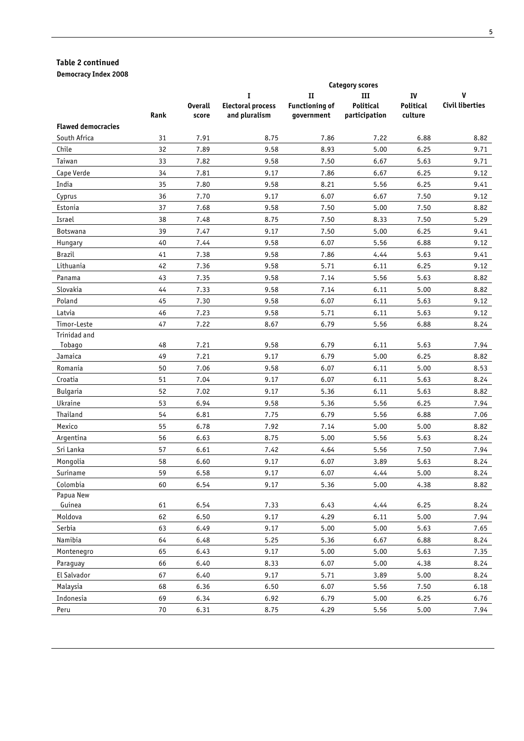**Table 2 continued**

**Democracy Index 2008**

| | | | Category scores | | | | |
|---|---|---|---|---|---|---|---|
| | Rank | Overall score | I Electoral process and pluralism | II Functioning of government | III Political participation | IV Political culture | V Civil liberties |
| **Flawed democracies** | | | | | | | |
| South Africa | 31 | 7.91 | 8.75 | 7.86 | 7.22 | 6.88 | 8.82 |
| Chile | 32 | 7.89 | 9.58 | 8.93 | 5.00 | 6.25 | 9.71 |
| Taiwan | 33 | 7.82 | 9.58 | 7.50 | 6.67 | 5.63 | 9.71 |
| Cape Verde | 34 | 7.81 | 9.17 | 7.86 | 6.67 | 6.25 | 9.12 |
| India | 35 | 7.80 | 9.58 | 8.21 | 5.56 | 6.25 | 9.41 |
| Cyprus | 36 | 7.70 | 9.17 | 6.07 | 6.67 | 7.50 | 9.12 |
| Estonia | 37 | 7.68 | 9.58 | 7.50 | 5.00 | 7.50 | 8.82 |
| Israel | 38 | 7.48 | 8.75 | 7.50 | 8.33 | 7.50 | 5.29 |
| Botswana | 39 | 7.47 | 9.17 | 7.50 | 5.00 | 6.25 | 9.41 |
| Hungary | 40 | 7.44 | 9.58 | 6.07 | 5.56 | 6.88 | 9.12 |
| Brazil | 41 | 7.38 | 9.58 | 7.86 | 4.44 | 5.63 | 9.41 |
| Lithuania | 42 | 7.36 | 9.58 | 5.71 | 6.11 | 6.25 | 9.12 |
| Panama | 43 | 7.35 | 9.58 | 7.14 | 5.56 | 5.63 | 8.82 |
| Slovakia | 44 | 7.33 | 9.58 | 7.14 | 6.11 | 5.00 | 8.82 |
| Poland | 45 | 7.30 | 9.58 | 6.07 | 6.11 | 5.63 | 9.12 |
| Latvia | 46 | 7.23 | 9.58 | 5.71 | 6.11 | 5.63 | 9.12 |
| Timor-Leste | 47 | 7.22 | 8.67 | 6.79 | 5.56 | 6.88 | 8.24 |
| Trinidad and Tobago | 48 | 7.21 | 9.58 | 6.79 | 6.11 | 5.63 | 7.94 |
| Jamaica | 49 | 7.21 | 9.17 | 6.79 | 5.00 | 6.25 | 8.82 |
| Romania | 50 | 7.06 | 9.58 | 6.07 | 6.11 | 5.00 | 8.53 |
| Croatia | 51 | 7.04 | 9.17 | 6.07 | 6.11 | 5.63 | 8.24 |
| Bulgaria | 52 | 7.02 | 9.17 | 5.36 | 6.11 | 5.63 | 8.82 |
| Ukraine | 53 | 6.94 | 9.58 | 5.36 | 5.56 | 6.25 | 7.94 |
| Thailand | 54 | 6.81 | 7.75 | 6.79 | 5.56 | 6.88 | 7.06 |
| Mexico | 55 | 6.78 | 7.92 | 7.14 | 5.00 | 5.00 | 8.82 |
| Argentina | 56 | 6.63 | 8.75 | 5.00 | 5.56 | 5.63 | 8.24 |
| Sri Lanka | 57 | 6.61 | 7.42 | 4.64 | 5.56 | 7.50 | 7.94 |
| Mongolia | 58 | 6.60 | 9.17 | 6.07 | 3.89 | 5.63 | 8.24 |
| Suriname | 59 | 6.58 | 9.17 | 6.07 | 4.44 | 5.00 | 8.24 |
| Colombia | 60 | 6.54 | 9.17 | 5.36 | 5.00 | 4.38 | 8.82 |
| Papua New Guinea | 61 | 6.54 | 7.33 | 6.43 | 4.44 | 6.25 | 8.24 |
| Moldova | 62 | 6.50 | 9.17 | 4.29 | 6.11 | 5.00 | 7.94 |
| Serbia | 63 | 6.49 | 9.17 | 5.00 | 5.00 | 5.63 | 7.65 |
| Namibia | 64 | 6.48 | 5.25 | 5.36 | 6.67 | 6.88 | 8.24 |
| Montenegro | 65 | 6.43 | 9.17 | 5.00 | 5.00 | 5.63 | 7.35 |
| Paraguay | 66 | 6.40 | 8.33 | 6.07 | 5.00 | 4.38 | 8.24 |
| El Salvador | 67 | 6.40 | 9.17 | 5.71 | 3.89 | 5.00 | 8.24 |
| Malaysia | 68 | 6.36 | 6.50 | 6.07 | 5.56 | 7.50 | 6.18 |
| Indonesia | 69 | 6.34 | 6.92 | 6.79 | 5.00 | 6.25 | 6.76 |
| Peru | 70 | 6.31 | 8.75 | 4.29 | 5.56 | 5.00 | 7.94 |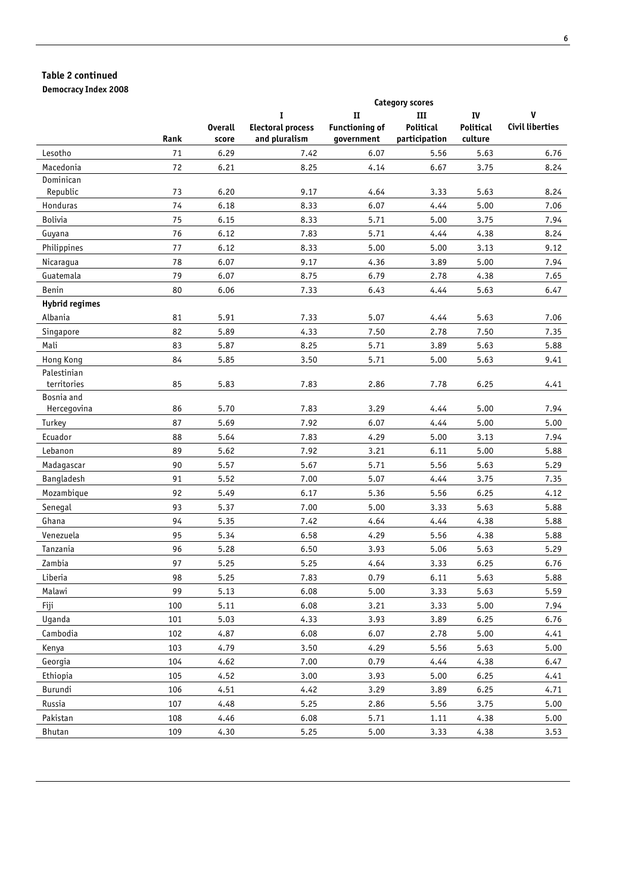### Table 2 continued

**Democracy Index 2008**

| | Rank | Overall score | Category scores | | | | |
|---|---|---|---|---|---|---|---|
| | | | I Electoral process and pluralism | II Functioning of government | III Political participation | IV Political culture | V Civil liberties |
| Lesotho | 71 | 6.29 | 7.42 | 6.07 | 5.56 | 5.63 | 6.76 |
| Macedonia | 72 | 6.21 | 8.25 | 4.14 | 6.67 | 3.75 | 8.24 |
| Dominican Republic | 73 | 6.20 | 9.17 | 4.64 | 3.33 | 5.63 | 8.24 |
| Honduras | 74 | 6.18 | 8.33 | 6.07 | 4.44 | 5.00 | 7.06 |
| Bolivia | 75 | 6.15 | 8.33 | 5.71 | 5.00 | 3.75 | 7.94 |
| Guyana | 76 | 6.12 | 7.83 | 5.71 | 4.44 | 4.38 | 8.24 |
| Philippines | 77 | 6.12 | 8.33 | 5.00 | 5.00 | 3.13 | 9.12 |
| Nicaragua | 78 | 6.07 | 9.17 | 4.36 | 3.89 | 5.00 | 7.94 |
| Guatemala | 79 | 6.07 | 8.75 | 6.79 | 2.78 | 4.38 | 7.65 |
| Benin | 80 | 6.06 | 7.33 | 6.43 | 4.44 | 5.63 | 6.47 |
| **Hybrid regimes** | | | | | | | |
| Albania | 81 | 5.91 | 7.33 | 5.07 | 4.44 | 5.63 | 7.06 |
| Singapore | 82 | 5.89 | 4.33 | 7.50 | 2.78 | 7.50 | 7.35 |
| Mali | 83 | 5.87 | 8.25 | 5.71 | 3.89 | 5.63 | 5.88 |
| Hong Kong | 84 | 5.85 | 3.50 | 5.71 | 5.00 | 5.63 | 9.41 |
| Palestinian territories | 85 | 5.83 | 7.83 | 2.86 | 7.78 | 6.25 | 4.41 |
| Bosnia and Hercegovina | 86 | 5.70 | 7.83 | 3.29 | 4.44 | 5.00 | 7.94 |
| Turkey | 87 | 5.69 | 7.92 | 6.07 | 4.44 | 5.00 | 5.00 |
| Ecuador | 88 | 5.64 | 7.83 | 4.29 | 5.00 | 3.13 | 7.94 |
| Lebanon | 89 | 5.62 | 7.92 | 3.21 | 6.11 | 5.00 | 5.88 |
| Madagascar | 90 | 5.57 | 5.67 | 5.71 | 5.56 | 5.63 | 5.29 |
| Bangladesh | 91 | 5.52 | 7.00 | 5.07 | 4.44 | 3.75 | 7.35 |
| Mozambique | 92 | 5.49 | 6.17 | 5.36 | 5.56 | 6.25 | 4.12 |
| Senegal | 93 | 5.37 | 7.00 | 5.00 | 3.33 | 5.63 | 5.88 |
| Ghana | 94 | 5.35 | 7.42 | 4.64 | 4.44 | 4.38 | 5.88 |
| Venezuela | 95 | 5.34 | 6.58 | 4.29 | 5.56 | 4.38 | 5.88 |
| Tanzania | 96 | 5.28 | 6.50 | 3.93 | 5.06 | 5.63 | 5.29 |
| Zambia | 97 | 5.25 | 5.25 | 4.64 | 3.33 | 6.25 | 6.76 |
| Liberia | 98 | 5.25 | 7.83 | 0.79 | 6.11 | 5.63 | 5.88 |
| Malawi | 99 | 5.13 | 6.08 | 5.00 | 3.33 | 5.63 | 5.59 |
| Fiji | 100 | 5.11 | 6.08 | 3.21 | 3.33 | 5.00 | 7.94 |
| Uganda | 101 | 5.03 | 4.33 | 3.93 | 3.89 | 6.25 | 6.76 |
| Cambodia | 102 | 4.87 | 6.08 | 6.07 | 2.78 | 5.00 | 4.41 |
| Kenya | 103 | 4.79 | 3.50 | 4.29 | 5.56 | 5.63 | 5.00 |
| Georgia | 104 | 4.62 | 7.00 | 0.79 | 4.44 | 4.38 | 6.47 |
| Ethiopia | 105 | 4.52 | 3.00 | 3.93 | 5.00 | 6.25 | 4.41 |
| Burundi | 106 | 4.51 | 4.42 | 3.29 | 3.89 | 6.25 | 4.71 |
| Russia | 107 | 4.48 | 5.25 | 2.86 | 5.56 | 3.75 | 5.00 |
| Pakistan | 108 | 4.46 | 6.08 | 5.71 | 1.11 | 4.38 | 5.00 |
| Bhutan | 109 | 4.30 | 5.25 | 5.00 | 3.33 | 4.38 | 3.53 |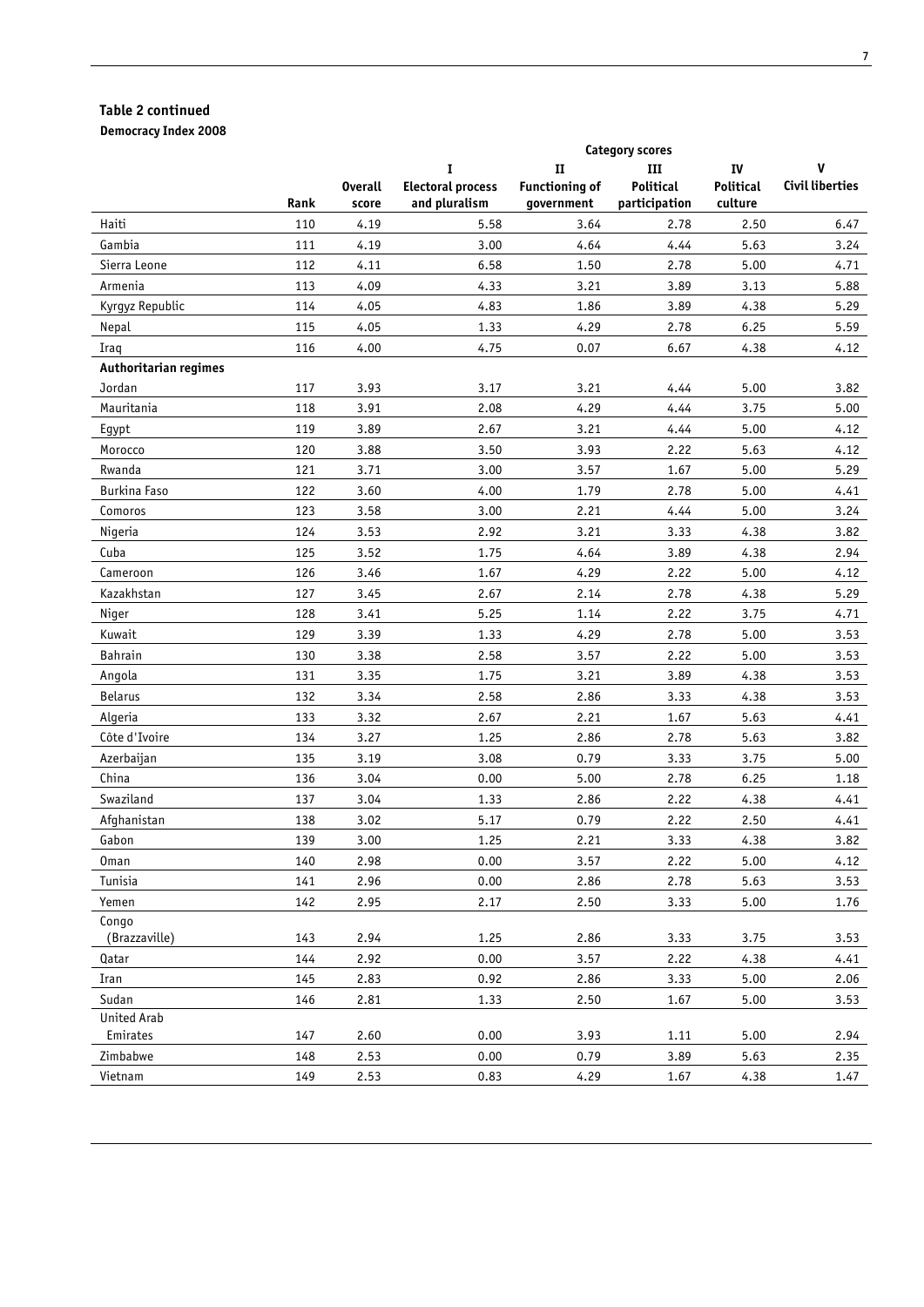**Table 2 continued**

**Democracy Index 2008**

| | | | Category scores | | | | |
|---|---|---|---|---|---|---|---|
| | | | I | II | III | IV | V |
| | Rank | Overall score | Electoral process and pluralism | Functioning of government | Political participation | Political culture | Civil liberties |
| Haiti | 110 | 4.19 | 5.58 | 3.64 | 2.78 | 2.50 | 6.47 |
| Gambia | 111 | 4.19 | 3.00 | 4.64 | 4.44 | 5.63 | 3.24 |
| Sierra Leone | 112 | 4.11 | 6.58 | 1.50 | 2.78 | 5.00 | 4.71 |
| Armenia | 113 | 4.09 | 4.33 | 3.21 | 3.89 | 3.13 | 5.88 |
| Kyrgyz Republic | 114 | 4.05 | 4.83 | 1.86 | 3.89 | 4.38 | 5.29 |
| Nepal | 115 | 4.05 | 1.33 | 4.29 | 2.78 | 6.25 | 5.59 |
| Iraq | 116 | 4.00 | 4.75 | 0.07 | 6.67 | 4.38 | 4.12 |
| **Authoritarian regimes** | | | | | | | |
| Jordan | 117 | 3.93 | 3.17 | 3.21 | 4.44 | 5.00 | 3.82 |
| Mauritania | 118 | 3.91 | 2.08 | 4.29 | 4.44 | 3.75 | 5.00 |
| Egypt | 119 | 3.89 | 2.67 | 3.21 | 4.44 | 5.00 | 4.12 |
| Morocco | 120 | 3.88 | 3.50 | 3.93 | 2.22 | 5.63 | 4.12 |
| Rwanda | 121 | 3.71 | 3.00 | 3.57 | 1.67 | 5.00 | 5.29 |
| Burkina Faso | 122 | 3.60 | 4.00 | 1.79 | 2.78 | 5.00 | 4.41 |
| Comoros | 123 | 3.58 | 3.00 | 2.21 | 4.44 | 5.00 | 3.24 |
| Nigeria | 124 | 3.53 | 2.92 | 3.21 | 3.33 | 4.38 | 3.82 |
| Cuba | 125 | 3.52 | 1.75 | 4.64 | 3.89 | 4.38 | 2.94 |
| Cameroon | 126 | 3.46 | 1.67 | 4.29 | 2.22 | 5.00 | 4.12 |
| Kazakhstan | 127 | 3.45 | 2.67 | 2.14 | 2.78 | 4.38 | 5.29 |
| Niger | 128 | 3.41 | 5.25 | 1.14 | 2.22 | 3.75 | 4.71 |
| Kuwait | 129 | 3.39 | 1.33 | 4.29 | 2.78 | 5.00 | 3.53 |
| Bahrain | 130 | 3.38 | 2.58 | 3.57 | 2.22 | 5.00 | 3.53 |
| Angola | 131 | 3.35 | 1.75 | 3.21 | 3.89 | 4.38 | 3.53 |
| Belarus | 132 | 3.34 | 2.58 | 2.86 | 3.33 | 4.38 | 3.53 |
| Algeria | 133 | 3.32 | 2.67 | 2.21 | 1.67 | 5.63 | 4.41 |
| Côte d'Ivoire | 134 | 3.27 | 1.25 | 2.86 | 2.78 | 5.63 | 3.82 |
| Azerbaijan | 135 | 3.19 | 3.08 | 0.79 | 3.33 | 3.75 | 5.00 |
| China | 136 | 3.04 | 0.00 | 5.00 | 2.78 | 6.25 | 1.18 |
| Swaziland | 137 | 3.04 | 1.33 | 2.86 | 2.22 | 4.38 | 4.41 |
| Afghanistan | 138 | 3.02 | 5.17 | 0.79 | 2.22 | 2.50 | 4.41 |
| Gabon | 139 | 3.00 | 1.25 | 2.21 | 3.33 | 4.38 | 3.82 |
| Oman | 140 | 2.98 | 0.00 | 3.57 | 2.22 | 5.00 | 4.12 |
| Tunisia | 141 | 2.96 | 0.00 | 2.86 | 2.78 | 5.63 | 3.53 |
| Yemen | 142 | 2.95 | 2.17 | 2.50 | 3.33 | 5.00 | 1.76 |
| Congo (Brazzaville) | 143 | 2.94 | 1.25 | 2.86 | 3.33 | 3.75 | 3.53 |
| Qatar | 144 | 2.92 | 0.00 | 3.57 | 2.22 | 4.38 | 4.41 |
| Iran | 145 | 2.83 | 0.92 | 2.86 | 3.33 | 5.00 | 2.06 |
| Sudan | 146 | 2.81 | 1.33 | 2.50 | 1.67 | 5.00 | 3.53 |
| United Arab Emirates | 147 | 2.60 | 0.00 | 3.93 | 1.11 | 5.00 | 2.94 |
| Zimbabwe | 148 | 2.53 | 0.00 | 0.79 | 3.89 | 5.63 | 2.35 |
| Vietnam | 149 | 2.53 | 0.83 | 4.29 | 1.67 | 4.38 | 1.47 |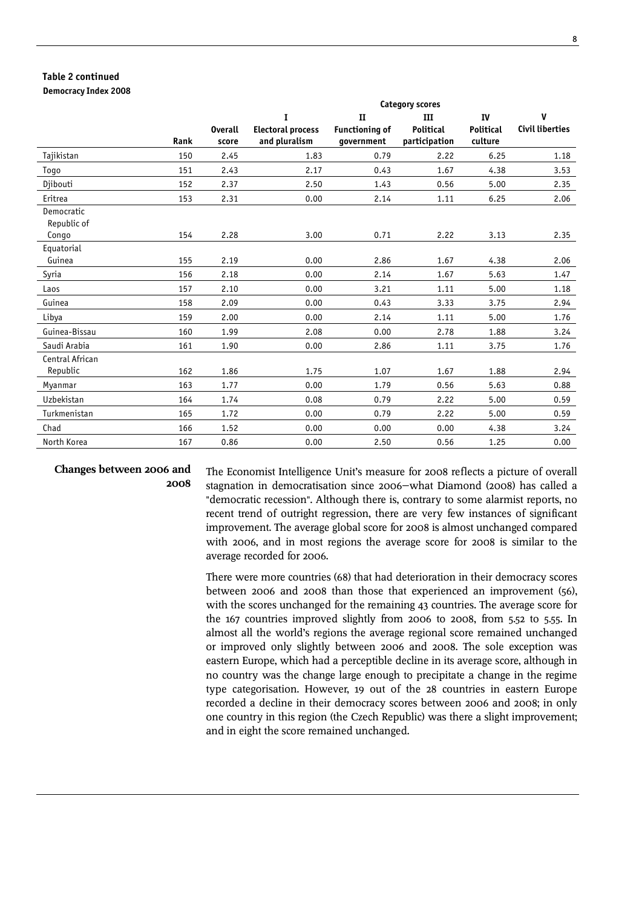**Table 2 continued**

**Democracy Index 2008**

| | | | Category scores | | | | |
|---|---|---|---|---|---|---|---|
| | | | I | II | III | IV | V |
| | Rank | Overall score | Electoral process and pluralism | Functioning of government | Political participation | Political culture | Civil liberties |
| Tajikistan | 150 | 2.45 | 1.83 | 0.79 | 2.22 | 6.25 | 1.18 |
| Togo | 151 | 2.43 | 2.17 | 0.43 | 1.67 | 4.38 | 3.53 |
| Djibouti | 152 | 2.37 | 2.50 | 1.43 | 0.56 | 5.00 | 2.35 |
| Eritrea | 153 | 2.31 | 0.00 | 2.14 | 1.11 | 6.25 | 2.06 |
| Democratic Republic of Congo | 154 | 2.28 | 3.00 | 0.71 | 2.22 | 3.13 | 2.35 |
| Equatorial Guinea | 155 | 2.19 | 0.00 | 2.86 | 1.67 | 4.38 | 2.06 |
| Syria | 156 | 2.18 | 0.00 | 2.14 | 1.67 | 5.63 | 1.47 |
| Laos | 157 | 2.10 | 0.00 | 3.21 | 1.11 | 5.00 | 1.18 |
| Guinea | 158 | 2.09 | 0.00 | 0.43 | 3.33 | 3.75 | 2.94 |
| Libya | 159 | 2.00 | 0.00 | 2.14 | 1.11 | 5.00 | 1.76 |
| Guinea-Bissau | 160 | 1.99 | 2.08 | 0.00 | 2.78 | 1.88 | 3.24 |
| Saudi Arabia | 161 | 1.90 | 0.00 | 2.86 | 1.11 | 3.75 | 1.76 |
| Central African Republic | 162 | 1.86 | 1.75 | 1.07 | 1.67 | 1.88 | 2.94 |
| Myanmar | 163 | 1.77 | 0.00 | 1.79 | 0.56 | 5.63 | 0.88 |
| Uzbekistan | 164 | 1.74 | 0.08 | 0.79 | 2.22 | 5.00 | 0.59 |
| Turkmenistan | 165 | 1.72 | 0.00 | 0.79 | 2.22 | 5.00 | 0.59 |
| Chad | 166 | 1.52 | 0.00 | 0.00 | 0.00 | 4.38 | 3.24 |
| North Korea | 167 | 0.86 | 0.00 | 2.50 | 0.56 | 1.25 | 0.00 |

**Changes between 2006 and 2008**

The Economist Intelligence Unit's measure for 2008 reflects a picture of overall stagnation in democratisation since 2006—what Diamond (2008) has called a "democratic recession". Although there is, contrary to some alarmist reports, no recent trend of outright regression, there are very few instances of significant improvement. The average global score for 2008 is almost unchanged compared with 2006, and in most regions the average score for 2008 is similar to the average recorded for 2006.

There were more countries (68) that had deterioration in their democracy scores between 2006 and 2008 than those that experienced an improvement (56), with the scores unchanged for the remaining 43 countries. The average score for the 167 countries improved slightly from 2006 to 2008, from 5.52 to 5.55. In almost all the world's regions the average regional score remained unchanged or improved only slightly between 2006 and 2008. The sole exception was eastern Europe, which had a perceptible decline in its average score, although in no country was the change large enough to precipitate a change in the regime type categorisation. However, 19 out of the 28 countries in eastern Europe recorded a decline in their democracy scores between 2006 and 2008; in only one country in this region (the Czech Republic) was there a slight improvement; and in eight the score remained unchanged.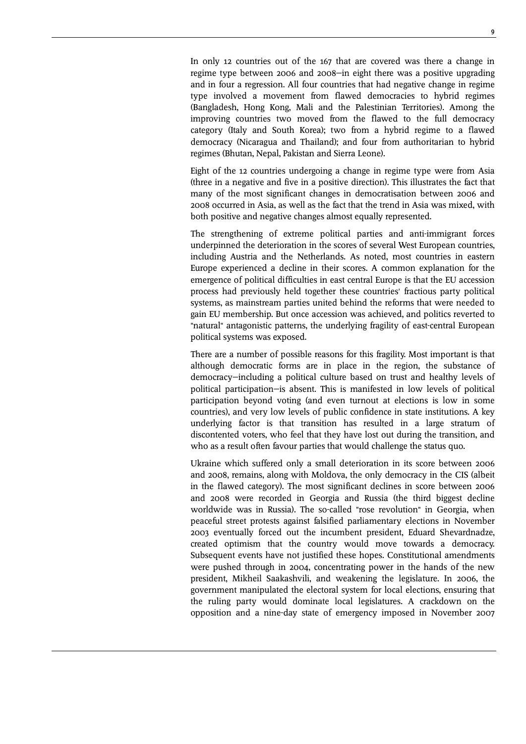In only 12 countries out of the 167 that are covered was there a change in regime type between 2006 and 2008—in eight there was a positive upgrading and in four a regression. All four countries that had negative change in regime type involved a movement from flawed democracies to hybrid regimes (Bangladesh, Hong Kong, Mali and the Palestinian Territories). Among the improving countries two moved from the flawed to the full democracy category (Italy and South Korea); two from a hybrid regime to a flawed democracy (Nicaragua and Thailand); and four from authoritarian to hybrid regimes (Bhutan, Nepal, Pakistan and Sierra Leone).

Eight of the 12 countries undergoing a change in regime type were from Asia (three in a negative and five in a positive direction). This illustrates the fact that many of the most significant changes in democratisation between 2006 and 2008 occurred in Asia, as well as the fact that the trend in Asia was mixed, with both positive and negative changes almost equally represented.

The strengthening of extreme political parties and anti-immigrant forces underpinned the deterioration in the scores of several West European countries, including Austria and the Netherlands. As noted, most countries in eastern Europe experienced a decline in their scores. A common explanation for the emergence of political difficulties in east central Europe is that the EU accession process had previously held together these countries' fractious party political systems, as mainstream parties united behind the reforms that were needed to gain EU membership. But once accession was achieved, and politics reverted to "natural" antagonistic patterns, the underlying fragility of east-central European political systems was exposed.

There are a number of possible reasons for this fragility. Most important is that although democratic forms are in place in the region, the substance of democracy—including a political culture based on trust and healthy levels of political participation—is absent. This is manifested in low levels of political participation beyond voting (and even turnout at elections is low in some countries), and very low levels of public confidence in state institutions. A key underlying factor is that transition has resulted in a large stratum of discontented voters, who feel that they have lost out during the transition, and who as a result often favour parties that would challenge the status quo.

Ukraine which suffered only a small deterioration in its score between 2006 and 2008, remains, along with Moldova, the only democracy in the CIS (albeit in the flawed category). The most significant declines in score between 2006 and 2008 were recorded in Georgia and Russia (the third biggest decline worldwide was in Russia). The so-called "rose revolution" in Georgia, when peaceful street protests against falsified parliamentary elections in November 2003 eventually forced out the incumbent president, Eduard Shevardnadze, created optimism that the country would move towards a democracy. Subsequent events have not justified these hopes. Constitutional amendments were pushed through in 2004, concentrating power in the hands of the new president, Mikheil Saakashvili, and weakening the legislature. In 2006, the government manipulated the electoral system for local elections, ensuring that the ruling party would dominate local legislatures. A crackdown on the opposition and a nine-day state of emergency imposed in November 2007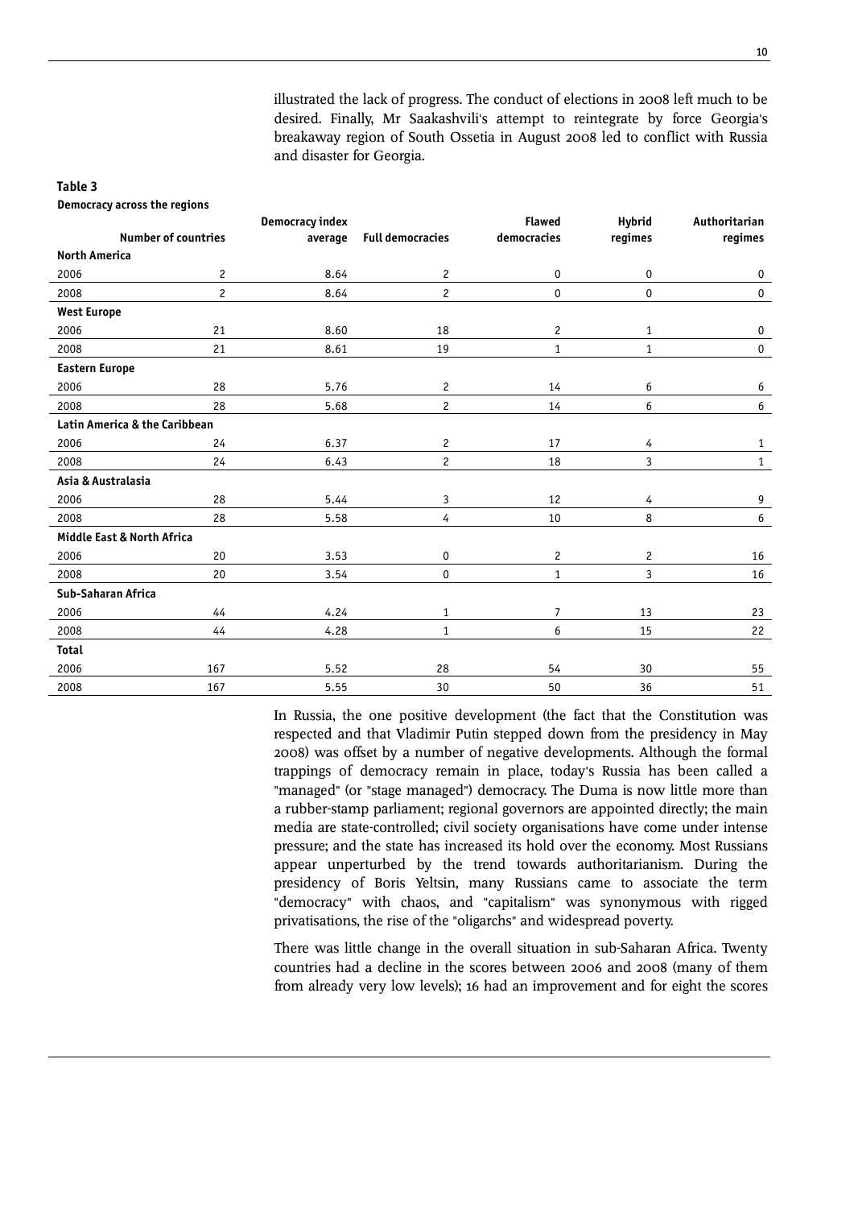illustrated the lack of progress. The conduct of elections in 2008 left much to be desired. Finally, Mr Saakashvili's attempt to reintegrate by force Georgia's breakaway region of South Ossetia in August 2008 led to conflict with Russia and disaster for Georgia.

**Table 3**

**Democracy across the regions**

| | Number of countries | Democracy index average | Full democracies | Flawed democracies | Hybrid regimes | Authoritarian regimes |
|---|---|---|---|---|---|---|
| **North America** | | | | | | |
| 2006 | 2 | 8.64 | 2 | 0 | 0 | 0 |
| 2008 | 2 | 8.64 | 2 | 0 | 0 | 0 |
| **West Europe** | | | | | | |
| 2006 | 21 | 8.60 | 18 | 2 | 1 | 0 |
| 2008 | 21 | 8.61 | 19 | 1 | 1 | 0 |
| **Eastern Europe** | | | | | | |
| 2006 | 28 | 5.76 | 2 | 14 | 6 | 6 |
| 2008 | 28 | 5.68 | 2 | 14 | 6 | 6 |
| **Latin America & the Caribbean** | | | | | | |
| 2006 | 24 | 6.37 | 2 | 17 | 4 | 1 |
| 2008 | 24 | 6.43 | 2 | 18 | 3 | 1 |
| **Asia & Australasia** | | | | | | |
| 2006 | 28 | 5.44 | 3 | 12 | 4 | 9 |
| 2008 | 28 | 5.58 | 4 | 10 | 8 | 6 |
| **Middle East & North Africa** | | | | | | |
| 2006 | 20 | 3.53 | 0 | 2 | 2 | 16 |
| 2008 | 20 | 3.54 | 0 | 1 | 3 | 16 |
| **Sub-Saharan Africa** | | | | | | |
| 2006 | 44 | 4.24 | 1 | 7 | 13 | 23 |
| 2008 | 44 | 4.28 | 1 | 6 | 15 | 22 |
| **Total** | | | | | | |
| 2006 | 167 | 5.52 | 28 | 54 | 30 | 55 |
| 2008 | 167 | 5.55 | 30 | 50 | 36 | 51 |

In Russia, the one positive development (the fact that the Constitution was respected and that Vladimir Putin stepped down from the presidency in May 2008) was offset by a number of negative developments. Although the formal trappings of democracy remain in place, today's Russia has been called a "managed" (or "stage managed") democracy. The Duma is now little more than a rubber-stamp parliament; regional governors are appointed directly; the main media are state-controlled; civil society organisations have come under intense pressure; and the state has increased its hold over the economy. Most Russians appear unperturbed by the trend towards authoritarianism. During the presidency of Boris Yeltsin, many Russians came to associate the term "democracy" with chaos, and "capitalism" was synonymous with rigged privatisations, the rise of the "oligarchs" and widespread poverty.

There was little change in the overall situation in sub-Saharan Africa. Twenty countries had a decline in the scores between 2006 and 2008 (many of them from already very low levels); 16 had an improvement and for eight the scores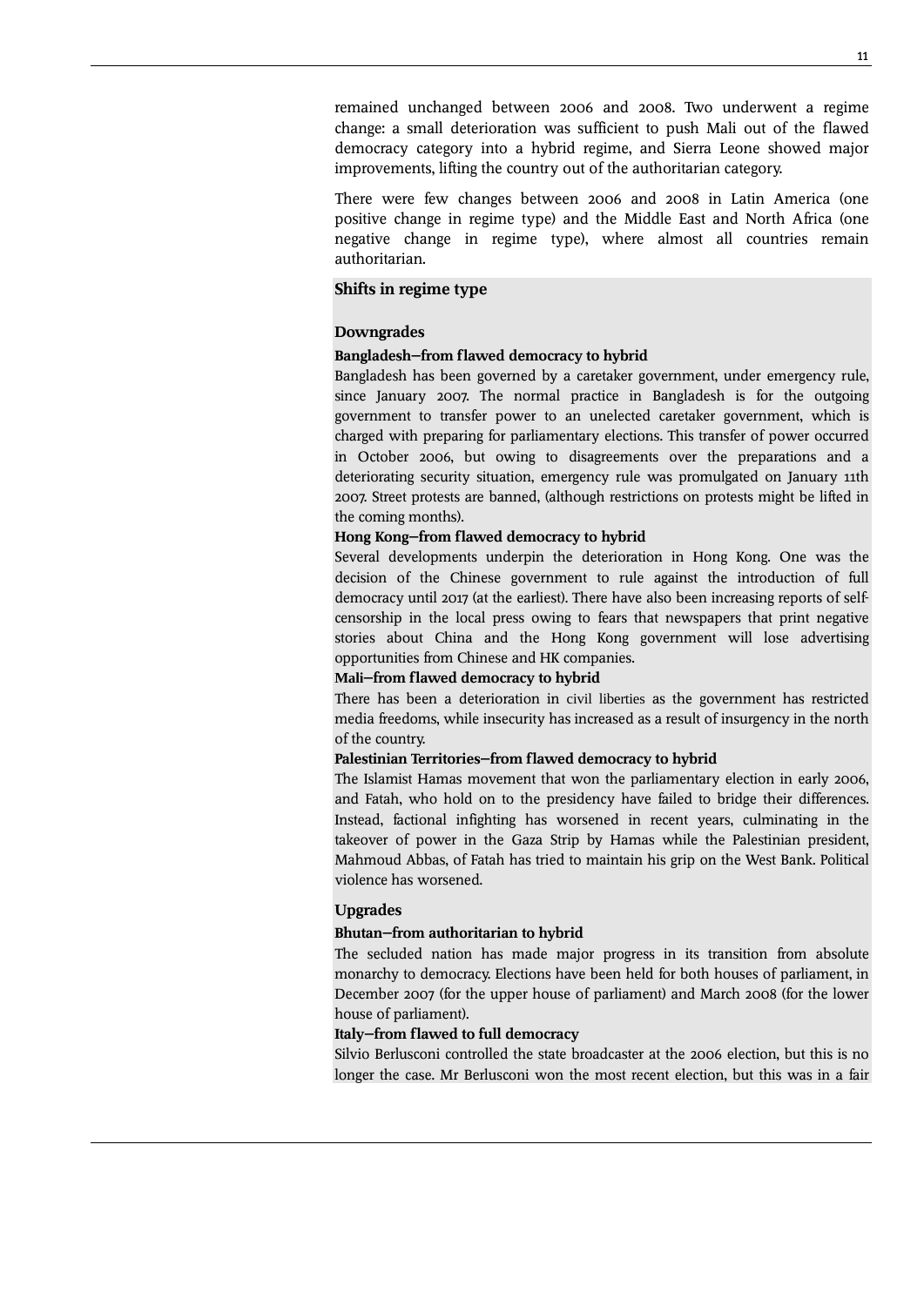remained unchanged between 2006 and 2008. Two underwent a regime change: a small deterioration was sufficient to push Mali out of the flawed democracy category into a hybrid regime, and Sierra Leone showed major improvements, lifting the country out of the authoritarian category.

There were few changes between 2006 and 2008 in Latin America (one positive change in regime type) and the Middle East and North Africa (one negative change in regime type), where almost all countries remain authoritarian.

### Shifts in regime type

#### Downgrades

**Bangladesh—from flawed democracy to hybrid**

Bangladesh has been governed by a caretaker government, under emergency rule, since January 2007. The normal practice in Bangladesh is for the outgoing government to transfer power to an unelected caretaker government, which is charged with preparing for parliamentary elections. This transfer of power occurred in October 2006, but owing to disagreements over the preparations and a deteriorating security situation, emergency rule was promulgated on January 11th 2007. Street protests are banned, (although restrictions on protests might be lifted in the coming months).

**Hong Kong—from flawed democracy to hybrid**

Several developments underpin the deterioration in Hong Kong. One was the decision of the Chinese government to rule against the introduction of full democracy until 2017 (at the earliest). There have also been increasing reports of self-censorship in the local press owing to fears that newspapers that print negative stories about China and the Hong Kong government will lose advertising opportunities from Chinese and HK companies.

**Mali—from flawed democracy to hybrid**

There has been a deterioration in civil liberties as the government has restricted media freedoms, while insecurity has increased as a result of insurgency in the north of the country.

**Palestinian Territories—from flawed democracy to hybrid**

The Islamist Hamas movement that won the parliamentary election in early 2006, and Fatah, who hold on to the presidency have failed to bridge their differences. Instead, factional infighting has worsened in recent years, culminating in the takeover of power in the Gaza Strip by Hamas while the Palestinian president, Mahmoud Abbas, of Fatah has tried to maintain his grip on the West Bank. Political violence has worsened.

#### Upgrades

**Bhutan—from authoritarian to hybrid**

The secluded nation has made major progress in its transition from absolute monarchy to democracy. Elections have been held for both houses of parliament, in December 2007 (for the upper house of parliament) and March 2008 (for the lower house of parliament).

**Italy—from flawed to full democracy**

Silvio Berlusconi controlled the state broadcaster at the 2006 election, but this is no longer the case. Mr Berlusconi won the most recent election, but this was in a fair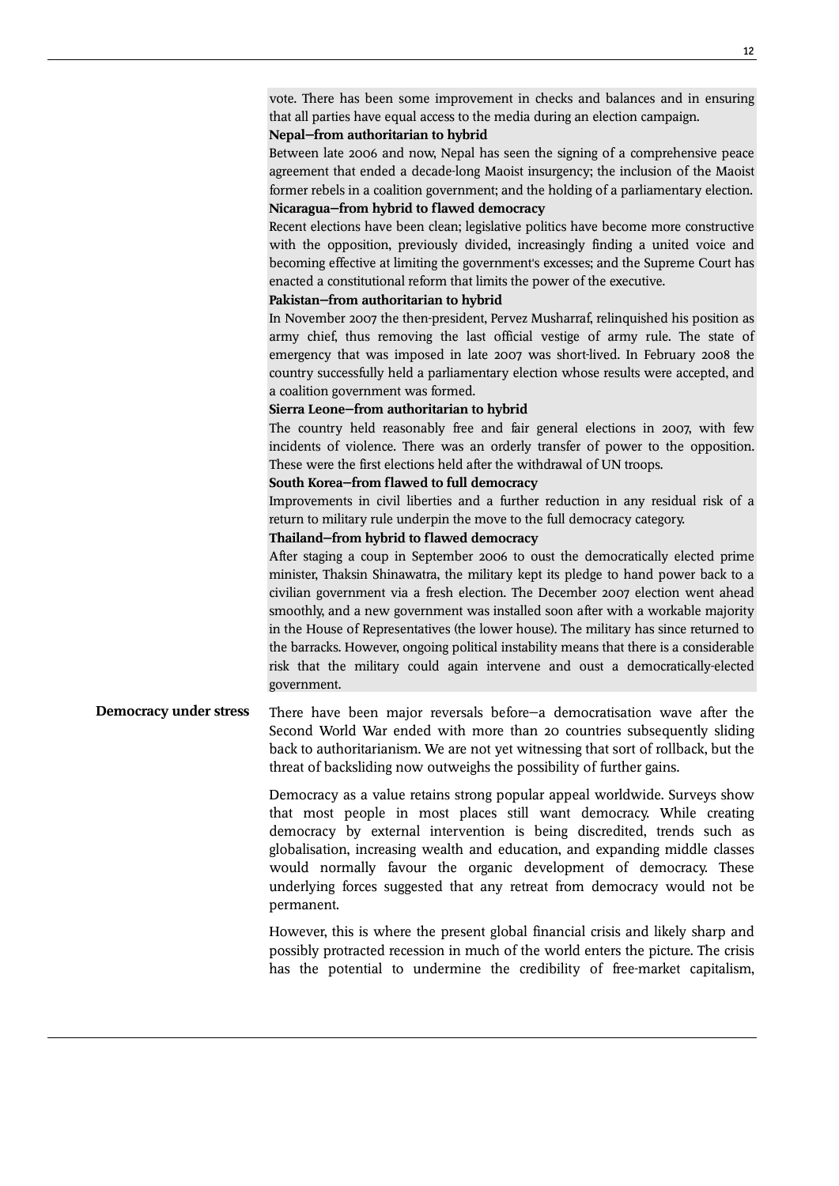vote. There has been some improvement in checks and balances and in ensuring that all parties have equal access to the media during an election campaign.

**Nepal—from authoritarian to hybrid**

Between late 2006 and now, Nepal has seen the signing of a comprehensive peace agreement that ended a decade-long Maoist insurgency; the inclusion of the Maoist former rebels in a coalition government; and the holding of a parliamentary election.

**Nicaragua—from hybrid to flawed democracy**

Recent elections have been clean; legislative politics have become more constructive with the opposition, previously divided, increasingly finding a united voice and becoming effective at limiting the government's excesses; and the Supreme Court has enacted a constitutional reform that limits the power of the executive.

**Pakistan—from authoritarian to hybrid**

In November 2007 the then-president, Pervez Musharraf, relinquished his position as army chief, thus removing the last official vestige of army rule. The state of emergency that was imposed in late 2007 was short-lived. In February 2008 the country successfully held a parliamentary election whose results were accepted, and a coalition government was formed.

**Sierra Leone—from authoritarian to hybrid**

The country held reasonably free and fair general elections in 2007, with few incidents of violence. There was an orderly transfer of power to the opposition. These were the first elections held after the withdrawal of UN troops.

**South Korea—from flawed to full democracy**

Improvements in civil liberties and a further reduction in any residual risk of a return to military rule underpin the move to the full democracy category.

**Thailand—from hybrid to flawed democracy**

After staging a coup in September 2006 to oust the democratically elected prime minister, Thaksin Shinawatra, the military kept its pledge to hand power back to a civilian government via a fresh election. The December 2007 election went ahead smoothly, and a new government was installed soon after with a workable majority in the House of Representatives (the lower house). The military has since returned to the barracks. However, ongoing political instability means that there is a considerable risk that the military could again intervene and oust a democratically-elected government.

## Democracy under stress

There have been major reversals before—a democratisation wave after the Second World War ended with more than 20 countries subsequently sliding back to authoritarianism. We are not yet witnessing that sort of rollback, but the threat of backsliding now outweighs the possibility of further gains.

Democracy as a value retains strong popular appeal worldwide. Surveys show that most people in most places still want democracy. While creating democracy by external intervention is being discredited, trends such as globalisation, increasing wealth and education, and expanding middle classes would normally favour the organic development of democracy. These underlying forces suggested that any retreat from democracy would not be permanent.

However, this is where the present global financial crisis and likely sharp and possibly protracted recession in much of the world enters the picture. The crisis has the potential to undermine the credibility of free-market capitalism,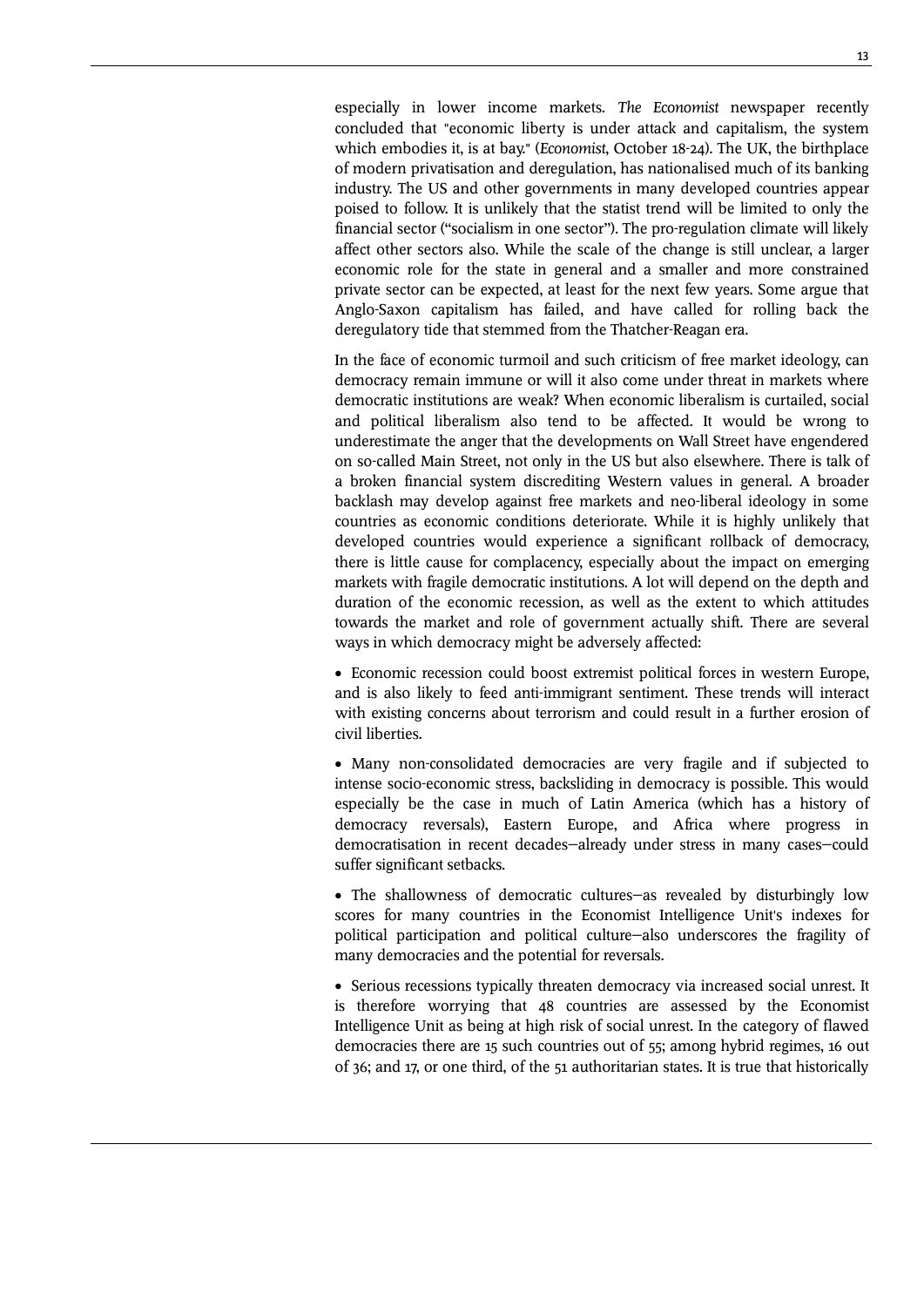especially in lower income markets. *The Economist* newspaper recently concluded that "economic liberty is under attack and capitalism, the system which embodies it, is at bay." (*Economist*, October 18-24). The UK, the birthplace of modern privatisation and deregulation, has nationalised much of its banking industry. The US and other governments in many developed countries appear poised to follow. It is unlikely that the statist trend will be limited to only the financial sector ("socialism in one sector"). The pro-regulation climate will likely affect other sectors also. While the scale of the change is still unclear, a larger economic role for the state in general and a smaller and more constrained private sector can be expected, at least for the next few years. Some argue that Anglo-Saxon capitalism has failed, and have called for rolling back the deregulatory tide that stemmed from the Thatcher-Reagan era.

In the face of economic turmoil and such criticism of free market ideology, can democracy remain immune or will it also come under threat in markets where democratic institutions are weak? When economic liberalism is curtailed, social and political liberalism also tend to be affected. It would be wrong to underestimate the anger that the developments on Wall Street have engendered on so-called Main Street, not only in the US but also elsewhere. There is talk of a broken financial system discrediting Western values in general. A broader backlash may develop against free markets and neo-liberal ideology in some countries as economic conditions deteriorate. While it is highly unlikely that developed countries would experience a significant rollback of democracy, there is little cause for complacency, especially about the impact on emerging markets with fragile democratic institutions. A lot will depend on the depth and duration of the economic recession, as well as the extent to which attitudes towards the market and role of government actually shift. There are several ways in which democracy might be adversely affected:

- Economic recession could boost extremist political forces in western Europe, and is also likely to feed anti-immigrant sentiment. These trends will interact with existing concerns about terrorism and could result in a further erosion of civil liberties.

- Many non-consolidated democracies are very fragile and if subjected to intense socio-economic stress, backsliding in democracy is possible. This would especially be the case in much of Latin America (which has a history of democracy reversals), Eastern Europe, and Africa where progress in democratisation in recent decades—already under stress in many cases—could suffer significant setbacks.

- The shallowness of democratic cultures—as revealed by disturbingly low scores for many countries in the Economist Intelligence Unit's indexes for political participation and political culture—also underscores the fragility of many democracies and the potential for reversals.

- Serious recessions typically threaten democracy via increased social unrest. It is therefore worrying that 48 countries are assessed by the Economist Intelligence Unit as being at high risk of social unrest. In the category of flawed democracies there are 15 such countries out of 55; among hybrid regimes, 16 out of 36; and 17, or one third, of the 51 authoritarian states. It is true that historically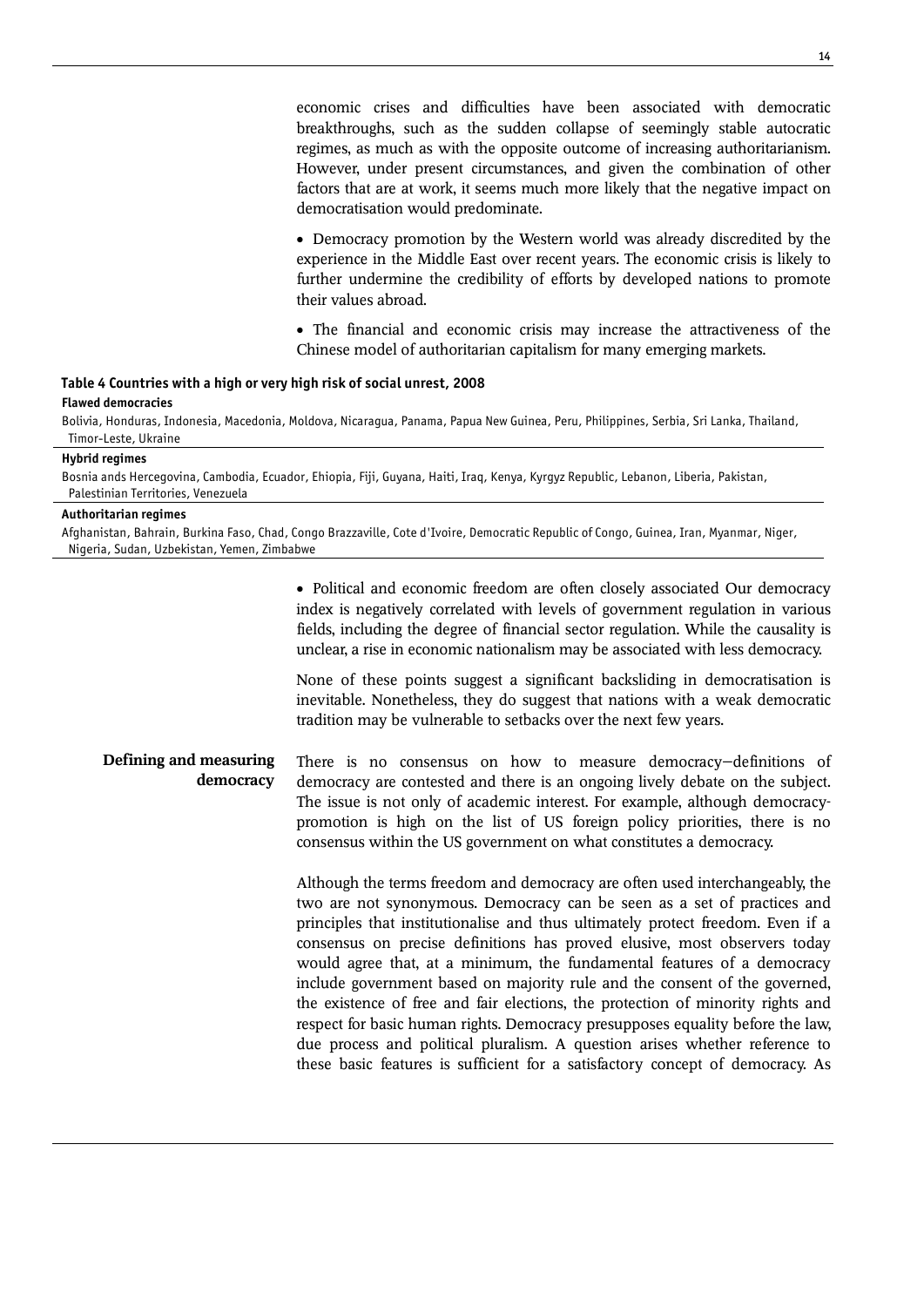economic crises and difficulties have been associated with democratic breakthroughs, such as the sudden collapse of seemingly stable autocratic regimes, as much as with the opposite outcome of increasing authoritarianism. However, under present circumstances, and given the combination of other factors that are at work, it seems much more likely that the negative impact on democratisation would predominate.

- Democracy promotion by the Western world was already discredited by the experience in the Middle East over recent years. The economic crisis is likely to further undermine the credibility of efforts by developed nations to promote their values abroad.

- The financial and economic crisis may increase the attractiveness of the Chinese model of authoritarian capitalism for many emerging markets.

**Table 4 Countries with a high or very high risk of social unrest, 2008**

| |
|---|
| **Flawed democracies** |
| Bolivia, Honduras, Indonesia, Macedonia, Moldova, Nicaragua, Panama, Papua New Guinea, Peru, Philippines, Serbia, Sri Lanka, Thailand, Timor-Leste, Ukraine |
| **Hybrid regimes** |
| Bosnia ands Hercegovina, Cambodia, Ecuador, Ehiopia, Fiji, Guyana, Haiti, Iraq, Kenya, Kyrgyz Republic, Lebanon, Liberia, Pakistan, Palestinian Territories, Venezuela |
| **Authoritarian regimes** |
| Afghanistan, Bahrain, Burkina Faso, Chad, Congo Brazzaville, Cote d'Ivoire, Democratic Republic of Congo, Guinea, Iran, Myanmar, Niger, Nigeria, Sudan, Uzbekistan, Yemen, Zimbabwe |

- Political and economic freedom are often closely associated Our democracy index is negatively correlated with levels of government regulation in various fields, including the degree of financial sector regulation. While the causality is unclear, a rise in economic nationalism may be associated with less democracy.

None of these points suggest a significant backsliding in democratisation is inevitable. Nonetheless, they do suggest that nations with a weak democratic tradition may be vulnerable to setbacks over the next few years.

## Defining and measuring democracy

There is no consensus on how to measure democracy—definitions of democracy are contested and there is an ongoing lively debate on the subject. The issue is not only of academic interest. For example, although democracy-promotion is high on the list of US foreign policy priorities, there is no consensus within the US government on what constitutes a democracy.

Although the terms freedom and democracy are often used interchangeably, the two are not synonymous. Democracy can be seen as a set of practices and principles that institutionalise and thus ultimately protect freedom. Even if a consensus on precise definitions has proved elusive, most observers today would agree that, at a minimum, the fundamental features of a democracy include government based on majority rule and the consent of the governed, the existence of free and fair elections, the protection of minority rights and respect for basic human rights. Democracy presupposes equality before the law, due process and political pluralism. A question arises whether reference to these basic features is sufficient for a satisfactory concept of democracy. As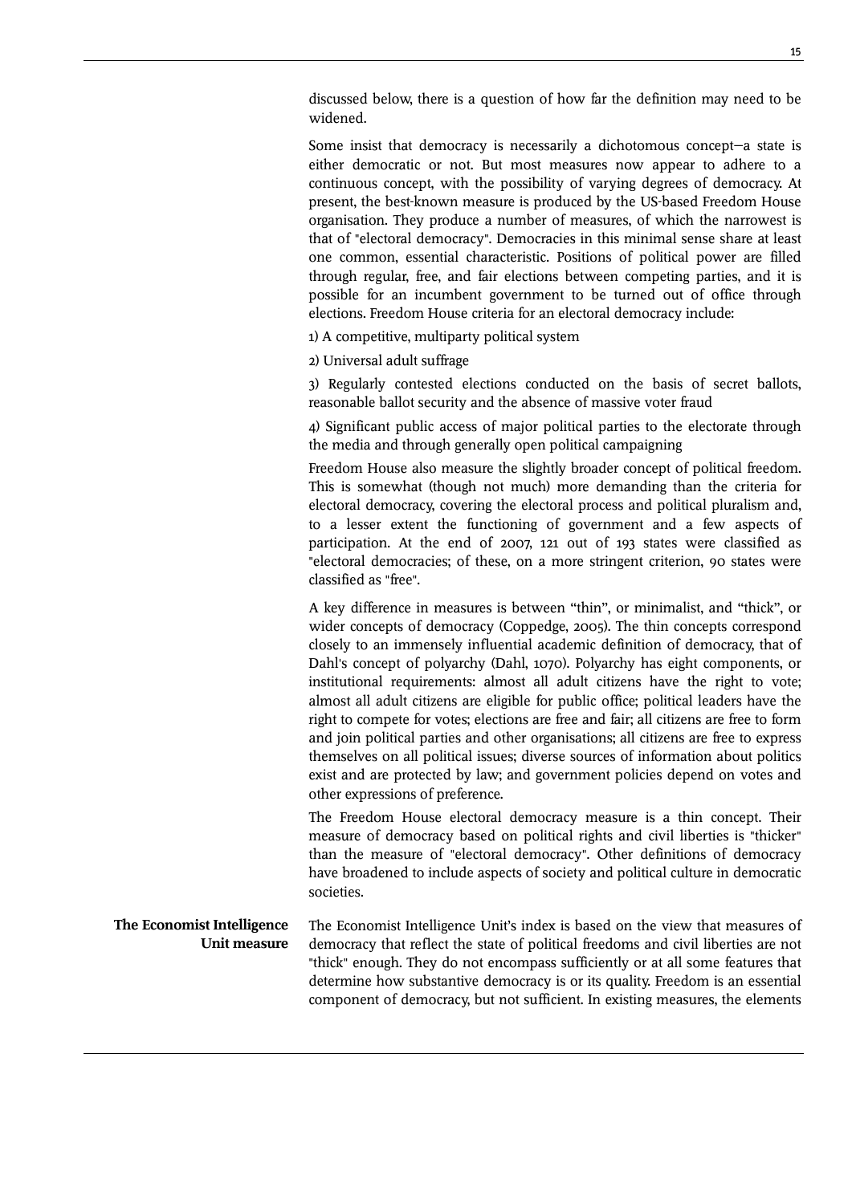discussed below, there is a question of how far the definition may need to be widened.

Some insist that democracy is necessarily a dichotomous concept—a state is either democratic or not. But most measures now appear to adhere to a continuous concept, with the possibility of varying degrees of democracy. At present, the best-known measure is produced by the US-based Freedom House organisation. They produce a number of measures, of which the narrowest is that of "electoral democracy". Democracies in this minimal sense share at least one common, essential characteristic. Positions of political power are filled through regular, free, and fair elections between competing parties, and it is possible for an incumbent government to be turned out of office through elections. Freedom House criteria for an electoral democracy include:

1) A competitive, multiparty political system

2) Universal adult suffrage

3) Regularly contested elections conducted on the basis of secret ballots, reasonable ballot security and the absence of massive voter fraud

4) Significant public access of major political parties to the electorate through the media and through generally open political campaigning

Freedom House also measure the slightly broader concept of political freedom. This is somewhat (though not much) more demanding than the criteria for electoral democracy, covering the electoral process and political pluralism and, to a lesser extent the functioning of government and a few aspects of participation. At the end of 2007, 121 out of 193 states were classified as "electoral democracies; of these, on a more stringent criterion, 90 states were classified as "free".

A key difference in measures is between "thin", or minimalist, and "thick", or wider concepts of democracy (Coppedge, 2005). The thin concepts correspond closely to an immensely influential academic definition of democracy, that of Dahl's concept of polyarchy (Dahl, 1070). Polyarchy has eight components, or institutional requirements: almost all adult citizens have the right to vote; almost all adult citizens are eligible for public office; political leaders have the right to compete for votes; elections are free and fair; all citizens are free to form and join political parties and other organisations; all citizens are free to express themselves on all political issues; diverse sources of information about politics exist and are protected by law; and government policies depend on votes and other expressions of preference.

The Freedom House electoral democracy measure is a thin concept. Their measure of democracy based on political rights and civil liberties is "thicker" than the measure of "electoral democracy". Other definitions of democracy have broadened to include aspects of society and political culture in democratic societies.

**The Economist Intelligence Unit measure**

The Economist Intelligence Unit's index is based on the view that measures of democracy that reflect the state of political freedoms and civil liberties are not "thick" enough. They do not encompass sufficiently or at all some features that determine how substantive democracy is or its quality. Freedom is an essential component of democracy, but not sufficient. In existing measures, the elements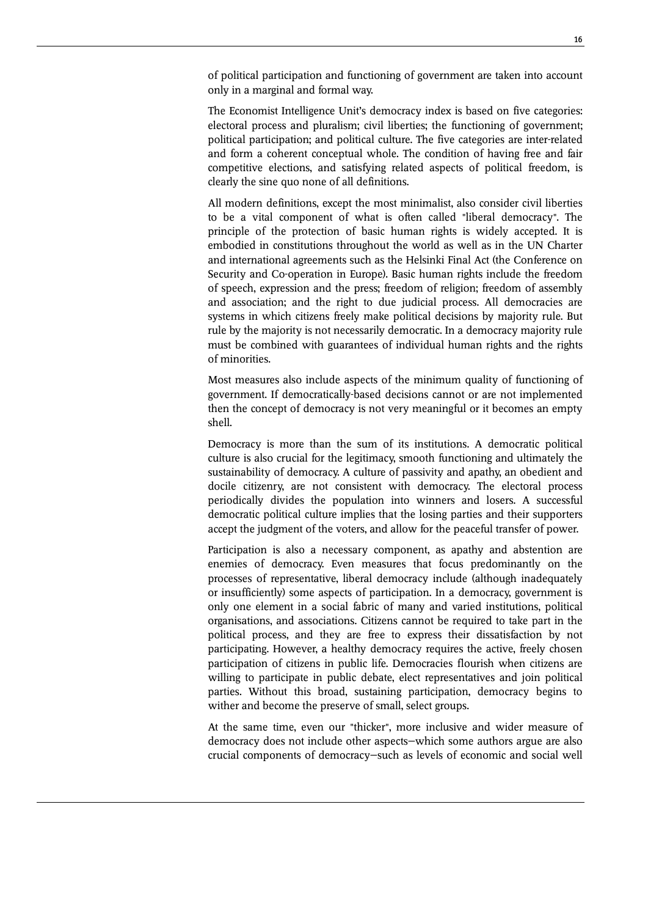of political participation and functioning of government are taken into account only in a marginal and formal way.

The Economist Intelligence Unit's democracy index is based on five categories: electoral process and pluralism; civil liberties; the functioning of government; political participation; and political culture. The five categories are inter-related and form a coherent conceptual whole. The condition of having free and fair competitive elections, and satisfying related aspects of political freedom, is clearly the sine quo none of all definitions.

All modern definitions, except the most minimalist, also consider civil liberties to be a vital component of what is often called "liberal democracy". The principle of the protection of basic human rights is widely accepted. It is embodied in constitutions throughout the world as well as in the UN Charter and international agreements such as the Helsinki Final Act (the Conference on Security and Co-operation in Europe). Basic human rights include the freedom of speech, expression and the press; freedom of religion; freedom of assembly and association; and the right to due judicial process. All democracies are systems in which citizens freely make political decisions by majority rule. But rule by the majority is not necessarily democratic. In a democracy majority rule must be combined with guarantees of individual human rights and the rights of minorities.

Most measures also include aspects of the minimum quality of functioning of government. If democratically-based decisions cannot or are not implemented then the concept of democracy is not very meaningful or it becomes an empty shell.

Democracy is more than the sum of its institutions. A democratic political culture is also crucial for the legitimacy, smooth functioning and ultimately the sustainability of democracy. A culture of passivity and apathy, an obedient and docile citizenry, are not consistent with democracy. The electoral process periodically divides the population into winners and losers. A successful democratic political culture implies that the losing parties and their supporters accept the judgment of the voters, and allow for the peaceful transfer of power.

Participation is also a necessary component, as apathy and abstention are enemies of democracy. Even measures that focus predominantly on the processes of representative, liberal democracy include (although inadequately or insufficiently) some aspects of participation. In a democracy, government is only one element in a social fabric of many and varied institutions, political organisations, and associations. Citizens cannot be required to take part in the political process, and they are free to express their dissatisfaction by not participating. However, a healthy democracy requires the active, freely chosen participation of citizens in public life. Democracies flourish when citizens are willing to participate in public debate, elect representatives and join political parties. Without this broad, sustaining participation, democracy begins to wither and become the preserve of small, select groups.

At the same time, even our "thicker", more inclusive and wider measure of democracy does not include other aspects—which some authors argue are also crucial components of democracy—such as levels of economic and social well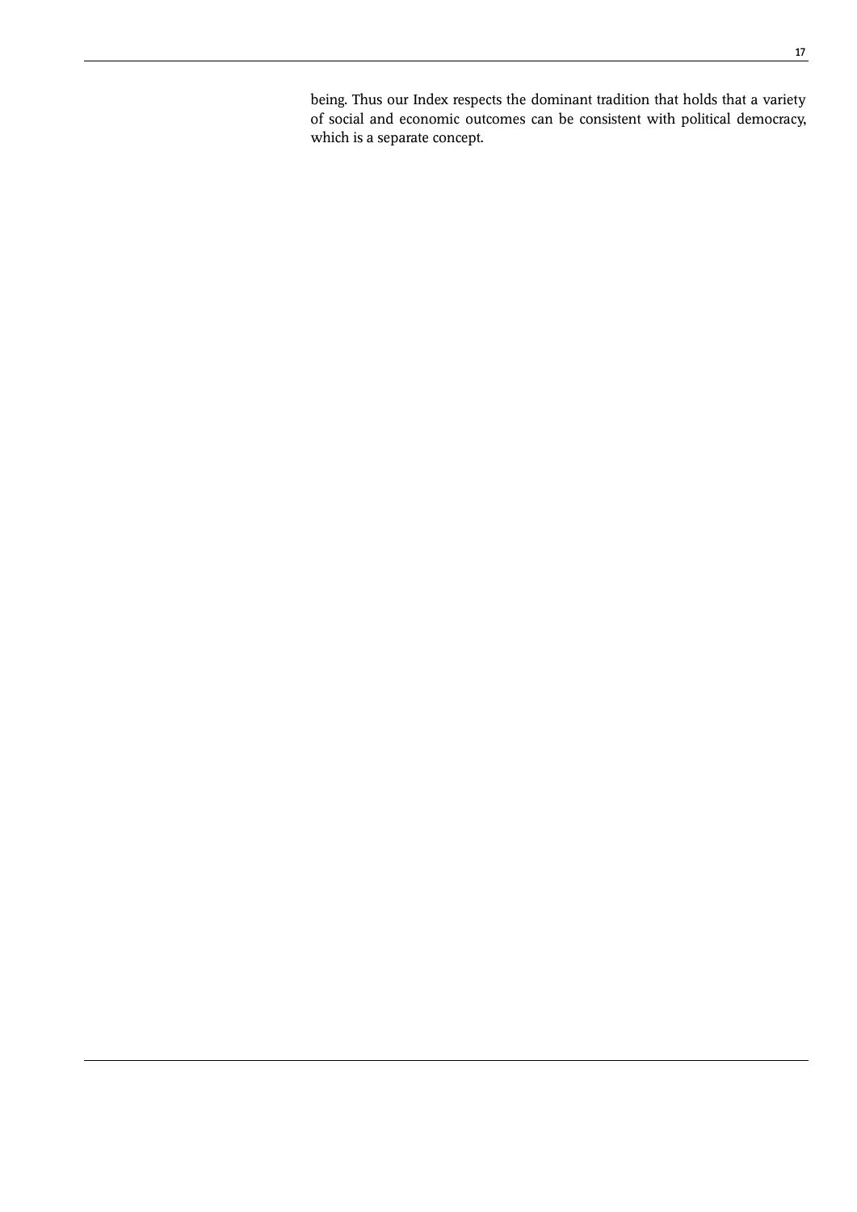being. Thus our Index respects the dominant tradition that holds that a variety of social and economic outcomes can be consistent with political democracy, which is a separate concept.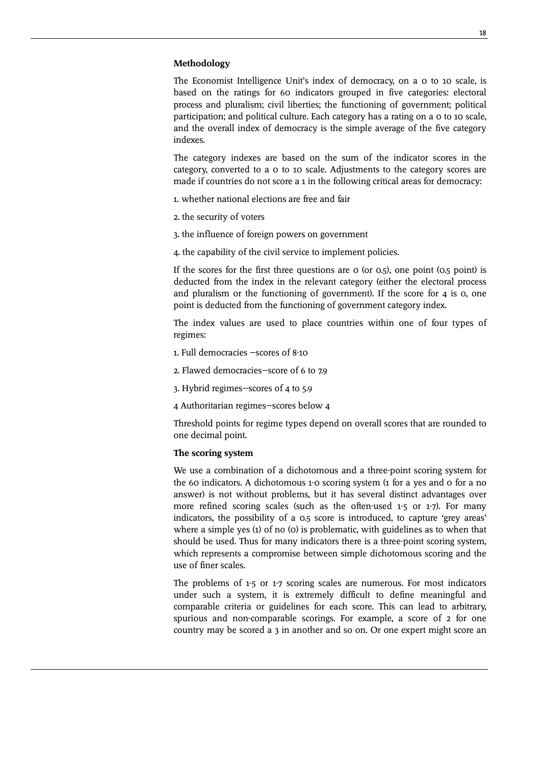**Methodology**

The Economist Intelligence Unit's index of democracy, on a 0 to 10 scale, is based on the ratings for 60 indicators grouped in five categories: electoral process and pluralism; civil liberties; the functioning of government; political participation; and political culture. Each category has a rating on a 0 to 10 scale, and the overall index of democracy is the simple average of the five category indexes.

The category indexes are based on the sum of the indicator scores in the category, converted to a 0 to 10 scale. Adjustments to the category scores are made if countries do not score a 1 in the following critical areas for democracy:

1. whether national elections are free and fair

2. the security of voters

3. the influence of foreign powers on government

4. the capability of the civil service to implement policies.

If the scores for the first three questions are 0 (or 0.5), one point (0.5 point) is deducted from the index in the relevant category (either the electoral process and pluralism or the functioning of government). If the score for 4 is 0, one point is deducted from the functioning of government category index.

The index values are used to place countries within one of four types of regimes:

1. Full democracies —scores of 8-10

2. Flawed democracies—score of 6 to 7.9

3. Hybrid regimes—scores of 4 to 5.9

4 Authoritarian regimes—scores below 4

Threshold points for regime types depend on overall scores that are rounded to one decimal point.

**The scoring system**

We use a combination of a dichotomous and a three-point scoring system for the 60 indicators. A dichotomous 1-0 scoring system (1 for a yes and 0 for a no answer) is not without problems, but it has several distinct advantages over more refined scoring scales (such as the often-used 1-5 or 1-7). For many indicators, the possibility of a 0.5 score is introduced, to capture 'grey areas' where a simple yes (1) of no (0) is problematic, with guidelines as to when that should be used. Thus for many indicators there is a three-point scoring system, which represents a compromise between simple dichotomous scoring and the use of finer scales.

The problems of 1-5 or 1-7 scoring scales are numerous. For most indicators under such a system, it is extremely difficult to define meaningful and comparable criteria or guidelines for each score. This can lead to arbitrary, spurious and non-comparable scorings. For example, a score of 2 for one country may be scored a 3 in another and so on. Or one expert might score an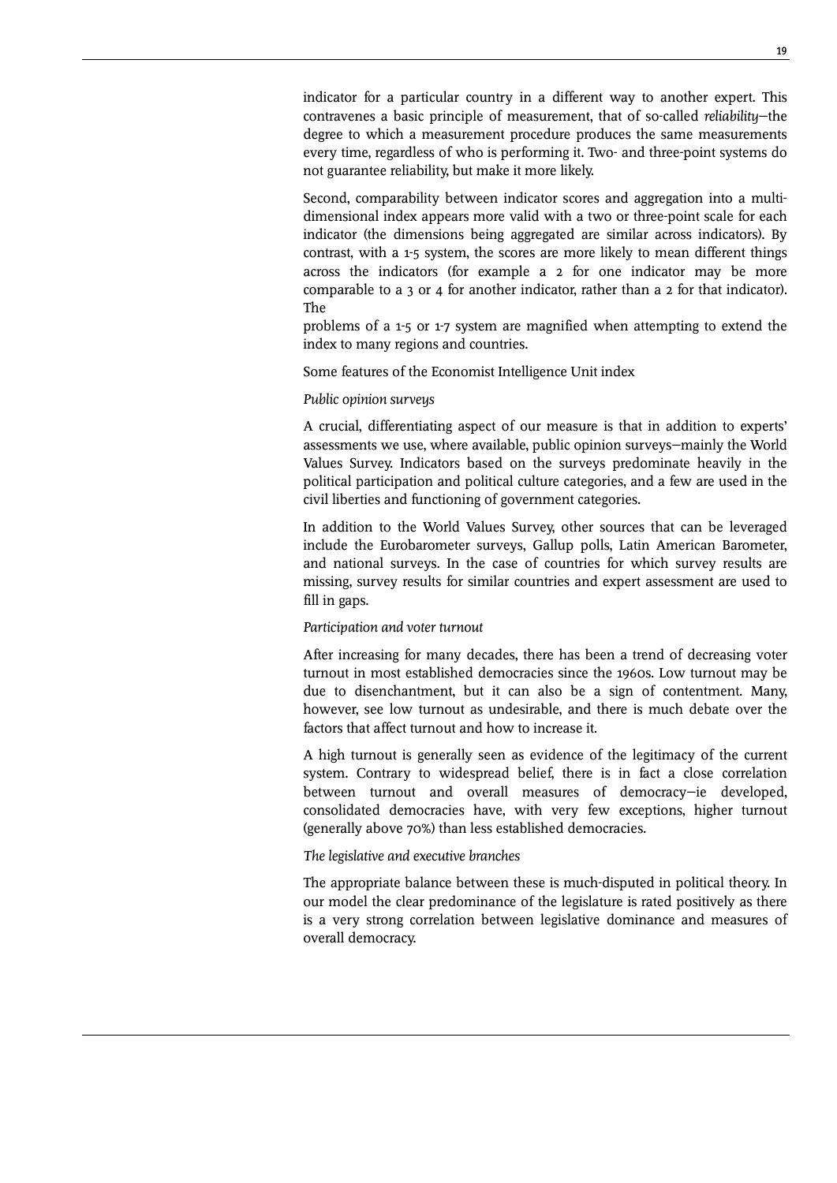indicator for a particular country in a different way to another expert. This contravenes a basic principle of measurement, that of so-called *reliability*—the degree to which a measurement procedure produces the same measurements every time, regardless of who is performing it. Two- and three-point systems do not guarantee reliability, but make it more likely.

Second, comparability between indicator scores and aggregation into a multi-dimensional index appears more valid with a two or three-point scale for each indicator (the dimensions being aggregated are similar across indicators). By contrast, with a 1-5 system, the scores are more likely to mean different things across the indicators (for example a 2 for one indicator may be more comparable to a 3 or 4 for another indicator, rather than a 2 for that indicator). The problems of a 1-5 or 1-7 system are magnified when attempting to extend the index to many regions and countries.

Some features of the Economist Intelligence Unit index

*Public opinion surveys*

A crucial, differentiating aspect of our measure is that in addition to experts' assessments we use, where available, public opinion surveys—mainly the World Values Survey. Indicators based on the surveys predominate heavily in the political participation and political culture categories, and a few are used in the civil liberties and functioning of government categories.

In addition to the World Values Survey, other sources that can be leveraged include the Eurobarometer surveys, Gallup polls, Latin American Barometer, and national surveys. In the case of countries for which survey results are missing, survey results for similar countries and expert assessment are used to fill in gaps.

*Participation and voter turnout*

After increasing for many decades, there has been a trend of decreasing voter turnout in most established democracies since the 1960s. Low turnout may be due to disenchantment, but it can also be a sign of contentment. Many, however, see low turnout as undesirable, and there is much debate over the factors that affect turnout and how to increase it.

A high turnout is generally seen as evidence of the legitimacy of the current system. Contrary to widespread belief, there is in fact a close correlation between turnout and overall measures of democracy—ie developed, consolidated democracies have, with very few exceptions, higher turnout (generally above 70%) than less established democracies.

*The legislative and executive branches*

The appropriate balance between these is much-disputed in political theory. In our model the clear predominance of the legislature is rated positively as there is a very strong correlation between legislative dominance and measures of overall democracy.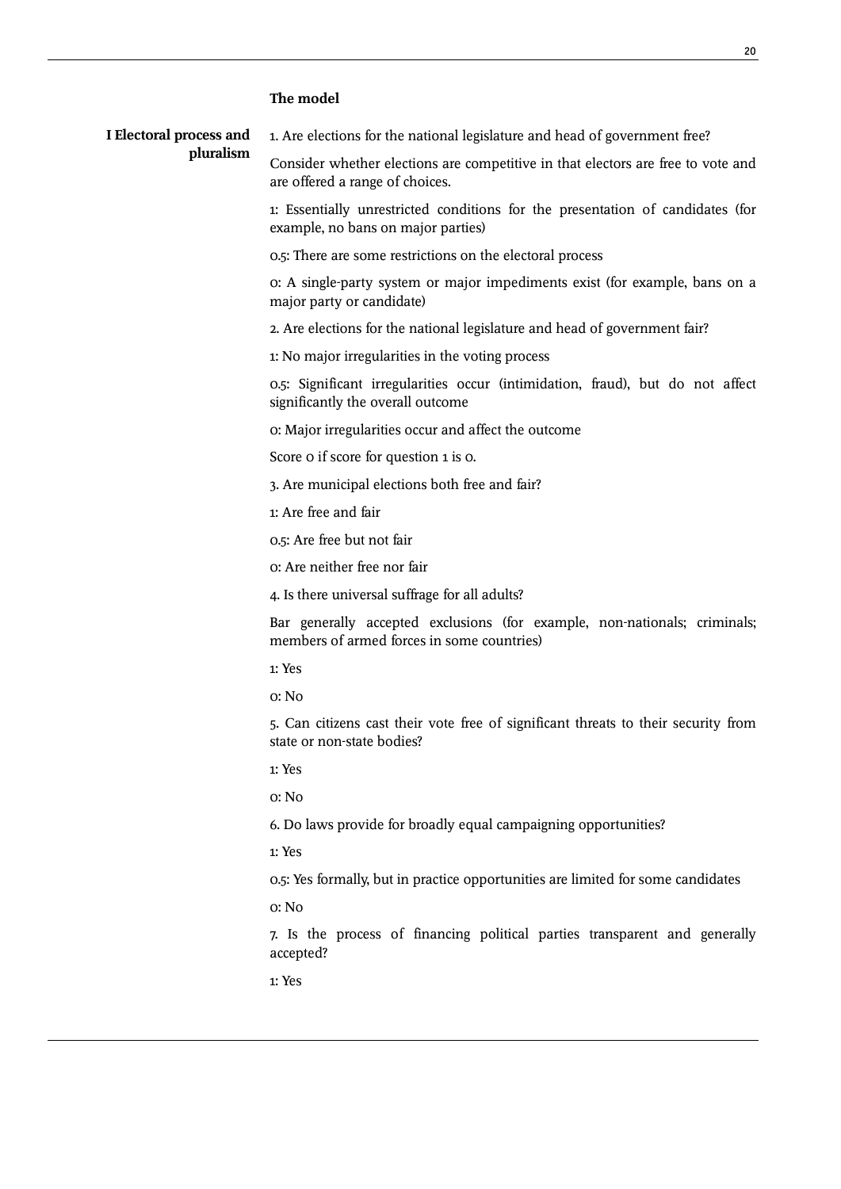**The model**

**I Electoral process and pluralism**

1. Are elections for the national legislature and head of government free?

Consider whether elections are competitive in that electors are free to vote and are offered a range of choices.

1: Essentially unrestricted conditions for the presentation of candidates (for example, no bans on major parties)

0.5: There are some restrictions on the electoral process

0: A single-party system or major impediments exist (for example, bans on a major party or candidate)

2. Are elections for the national legislature and head of government fair?

1: No major irregularities in the voting process

0.5: Significant irregularities occur (intimidation, fraud), but do not affect significantly the overall outcome

0: Major irregularities occur and affect the outcome

Score 0 if score for question 1 is 0.

3. Are municipal elections both free and fair?

1: Are free and fair

0.5: Are free but not fair

0: Are neither free nor fair

4. Is there universal suffrage for all adults?

Bar generally accepted exclusions (for example, non-nationals; criminals; members of armed forces in some countries)

1: Yes

0: No

5. Can citizens cast their vote free of significant threats to their security from state or non-state bodies?

1: Yes

0: No

6. Do laws provide for broadly equal campaigning opportunities?

1: Yes

0.5: Yes formally, but in practice opportunities are limited for some candidates

0: No

7. Is the process of financing political parties transparent and generally accepted?

1: Yes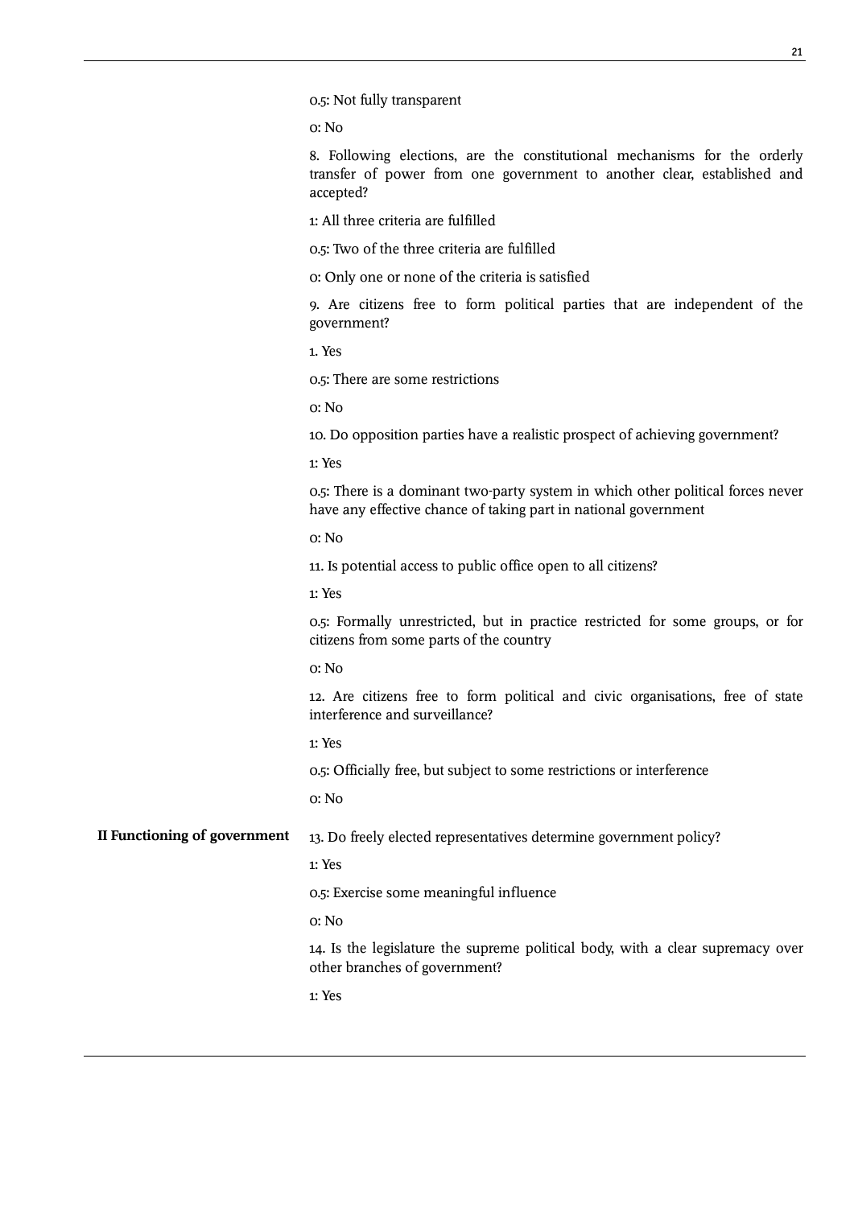0.5: Not fully transparent

0: No

8. Following elections, are the constitutional mechanisms for the orderly transfer of power from one government to another clear, established and accepted?

1: All three criteria are fulfilled

0.5: Two of the three criteria are fulfilled

0: Only one or none of the criteria is satisfied

9. Are citizens free to form political parties that are independent of the government?

1. Yes

0.5: There are some restrictions

0: No

10. Do opposition parties have a realistic prospect of achieving government?

1: Yes

0.5: There is a dominant two-party system in which other political forces never have any effective chance of taking part in national government

0: No

11. Is potential access to public office open to all citizens?

1: Yes

0.5: Formally unrestricted, but in practice restricted for some groups, or for citizens from some parts of the country

0: No

12. Are citizens free to form political and civic organisations, free of state interference and surveillance?

1: Yes

0.5: Officially free, but subject to some restrictions or interference

0: No

**II Functioning of government**

13. Do freely elected representatives determine government policy?

1: Yes

0.5: Exercise some meaningful influence

0: No

14. Is the legislature the supreme political body, with a clear supremacy over other branches of government?

1: Yes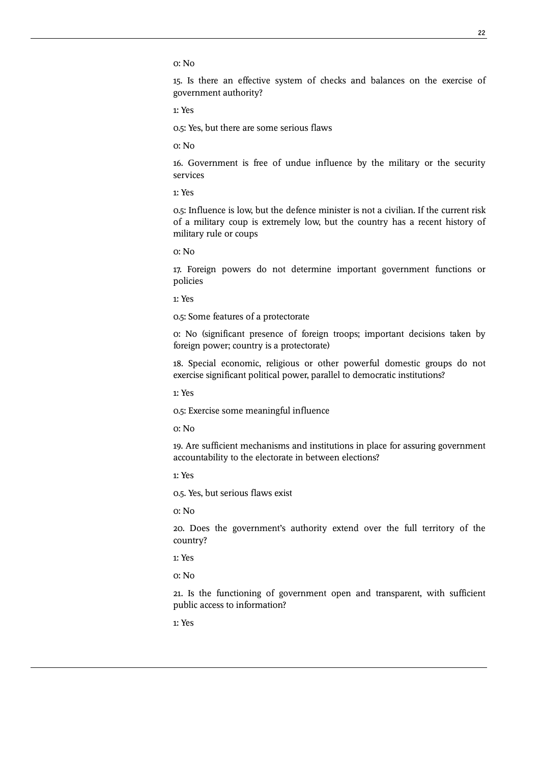0: No

15. Is there an effective system of checks and balances on the exercise of government authority?

1: Yes

0.5: Yes, but there are some serious flaws

0: No

16. Government is free of undue influence by the military or the security services

1: Yes

0.5: Influence is low, but the defence minister is not a civilian. If the current risk of a military coup is extremely low, but the country has a recent history of military rule or coups

0: No

17. Foreign powers do not determine important government functions or policies

1: Yes

0.5: Some features of a protectorate

0: No (significant presence of foreign troops; important decisions taken by foreign power; country is a protectorate)

18. Special economic, religious or other powerful domestic groups do not exercise significant political power, parallel to democratic institutions?

1: Yes

0.5: Exercise some meaningful influence

0: No

19. Are sufficient mechanisms and institutions in place for assuring government accountability to the electorate in between elections?

1: Yes

0.5. Yes, but serious flaws exist

0: No

20. Does the government's authority extend over the full territory of the country?

1: Yes

0: No

21. Is the functioning of government open and transparent, with sufficient public access to information?

1: Yes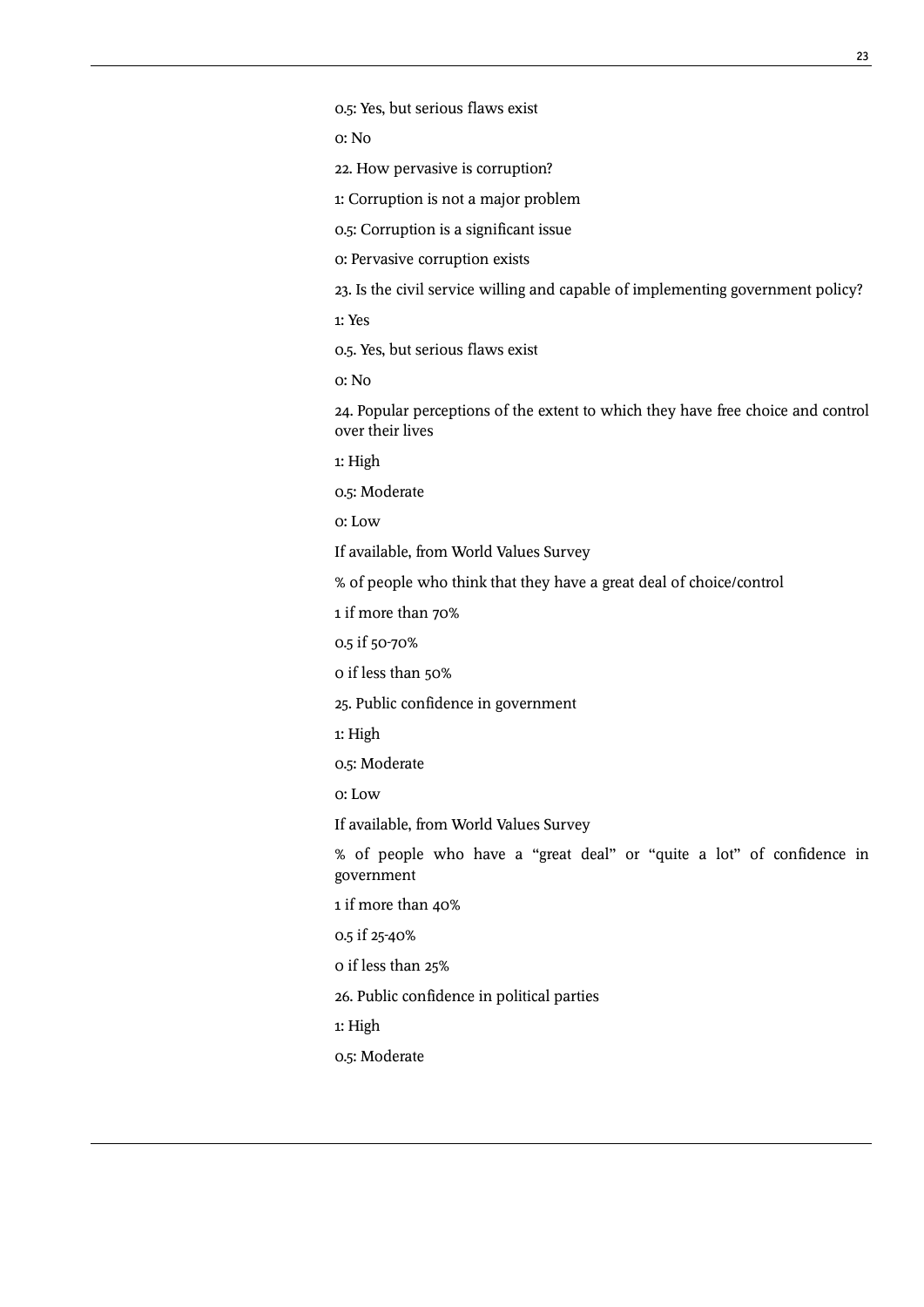0.5: Yes, but serious flaws exist

0: No

22. How pervasive is corruption?

1: Corruption is not a major problem

0.5: Corruption is a significant issue

0: Pervasive corruption exists

23. Is the civil service willing and capable of implementing government policy?

1: Yes

0.5. Yes, but serious flaws exist

0: No

24. Popular perceptions of the extent to which they have free choice and control over their lives

1: High

0.5: Moderate

0: Low

If available, from World Values Survey

% of people who think that they have a great deal of choice/control

1 if more than 70%

0.5 if 50-70%

0 if less than 50%

25. Public confidence in government

1: High

0.5: Moderate

0: Low

If available, from World Values Survey

% of people who have a "great deal" or "quite a lot" of confidence in government

1 if more than 40%

0.5 if 25-40%

0 if less than 25%

26. Public confidence in political parties

1: High

0.5: Moderate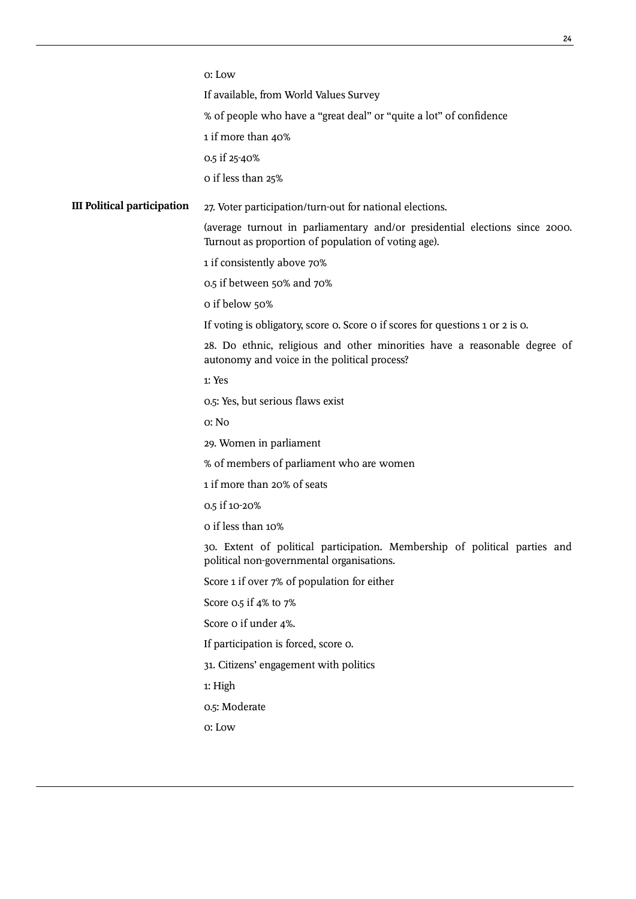0: Low

If available, from World Values Survey

% of people who have a "great deal" or "quite a lot" of confidence

1 if more than 40%

0.5 if 25-40%

0 if less than 25%

**III Political participation**

27. Voter participation/turn-out for national elections.

(average turnout in parliamentary and/or presidential elections since 2000. Turnout as proportion of population of voting age).

1 if consistently above 70%

0.5 if between 50% and 70%

0 if below 50%

If voting is obligatory, score 0. Score 0 if scores for questions 1 or 2 is 0.

28. Do ethnic, religious and other minorities have a reasonable degree of autonomy and voice in the political process?

1: Yes

0.5: Yes, but serious flaws exist

0: No

29. Women in parliament

% of members of parliament who are women

1 if more than 20% of seats

0.5 if 10-20%

0 if less than 10%

30. Extent of political participation. Membership of political parties and political non-governmental organisations.

Score 1 if over 7% of population for either

Score 0.5 if 4% to 7%

Score 0 if under 4%.

If participation is forced, score 0.

31. Citizens' engagement with politics

1: High

0.5: Moderate

0: Low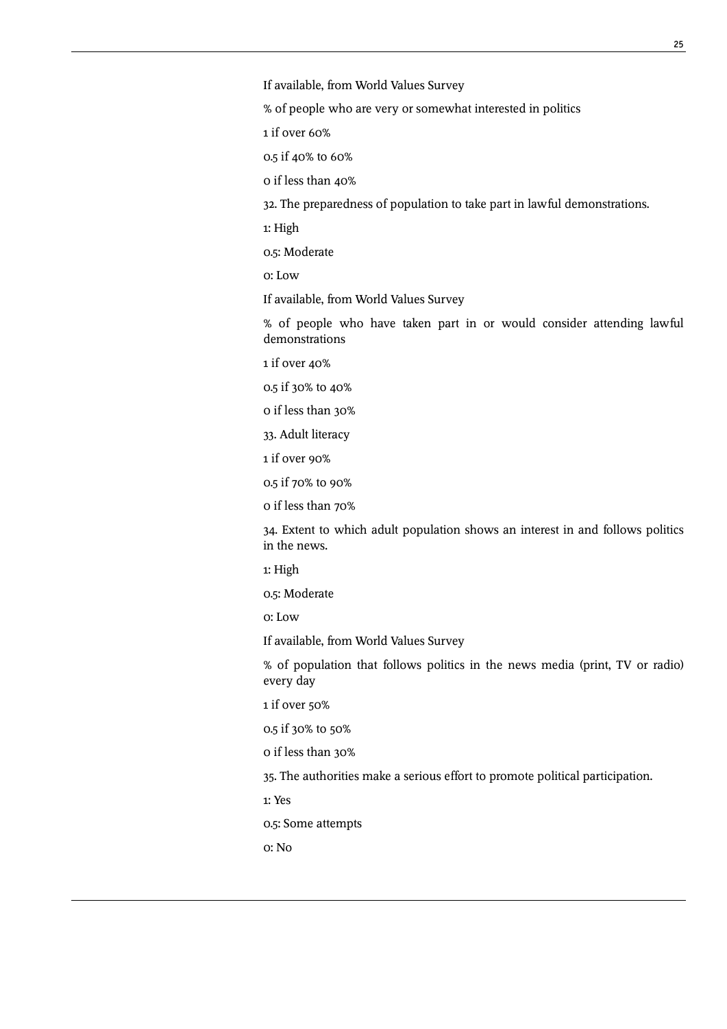If available, from World Values Survey

% of people who are very or somewhat interested in politics

1 if over 60%

0.5 if 40% to 60%

0 if less than 40%

32. The preparedness of population to take part in lawful demonstrations.

1: High

0.5: Moderate

0: Low

If available, from World Values Survey

% of people who have taken part in or would consider attending lawful demonstrations

1 if over 40%

0.5 if 30% to 40%

0 if less than 30%

33. Adult literacy

1 if over 90%

0.5 if 70% to 90%

0 if less than 70%

34. Extent to which adult population shows an interest in and follows politics in the news.

1: High

0.5: Moderate

0: Low

If available, from World Values Survey

% of population that follows politics in the news media (print, TV or radio) every day

1 if over 50%

0.5 if 30% to 50%

0 if less than 30%

35. The authorities make a serious effort to promote political participation.

1: Yes

0.5: Some attempts

0: No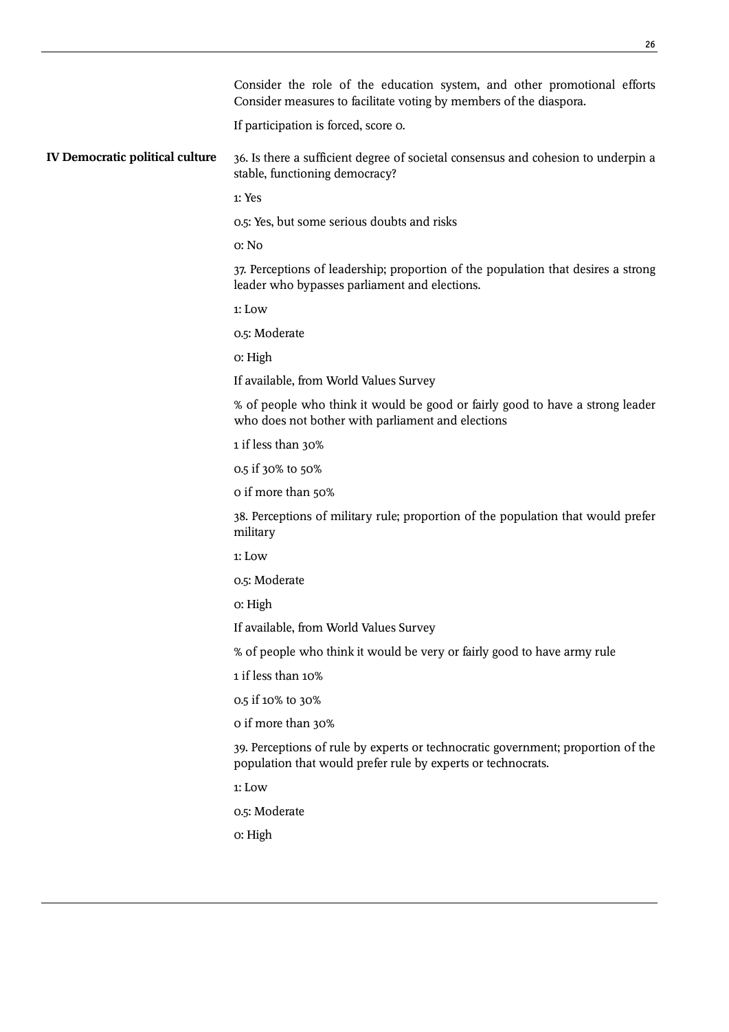Consider the role of the education system, and other promotional efforts Consider measures to facilitate voting by members of the diaspora.

If participation is forced, score 0.

**IV Democratic political culture**

36. Is there a sufficient degree of societal consensus and cohesion to underpin a stable, functioning democracy?

1: Yes

0.5: Yes, but some serious doubts and risks

0: No

37. Perceptions of leadership; proportion of the population that desires a strong leader who bypasses parliament and elections.

1: Low

0.5: Moderate

0: High

If available, from World Values Survey

% of people who think it would be good or fairly good to have a strong leader who does not bother with parliament and elections

1 if less than 30%

0.5 if 30% to 50%

0 if more than 50%

38. Perceptions of military rule; proportion of the population that would prefer military

1: Low

0.5: Moderate

0: High

If available, from World Values Survey

% of people who think it would be very or fairly good to have army rule

1 if less than 10%

0.5 if 10% to 30%

0 if more than 30%

39. Perceptions of rule by experts or technocratic government; proportion of the population that would prefer rule by experts or technocrats.

1: Low

0.5: Moderate

0: High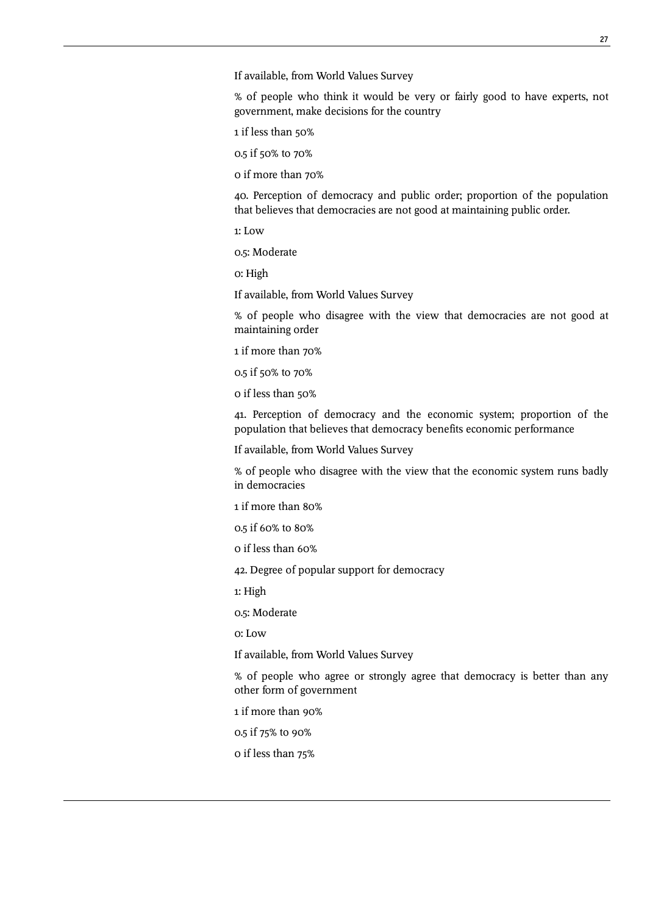If available, from World Values Survey

% of people who think it would be very or fairly good to have experts, not government, make decisions for the country

1 if less than 50%

0.5 if 50% to 70%

0 if more than 70%

40. Perception of democracy and public order; proportion of the population that believes that democracies are not good at maintaining public order.

1: Low

0.5: Moderate

0: High

If available, from World Values Survey

% of people who disagree with the view that democracies are not good at maintaining order

1 if more than 70%

0.5 if 50% to 70%

0 if less than 50%

41. Perception of democracy and the economic system; proportion of the population that believes that democracy benefits economic performance

If available, from World Values Survey

% of people who disagree with the view that the economic system runs badly in democracies

1 if more than 80%

0.5 if 60% to 80%

0 if less than 60%

42. Degree of popular support for democracy

1: High

0.5: Moderate

0: Low

If available, from World Values Survey

% of people who agree or strongly agree that democracy is better than any other form of government

1 if more than 90%

0.5 if 75% to 90%

0 if less than 75%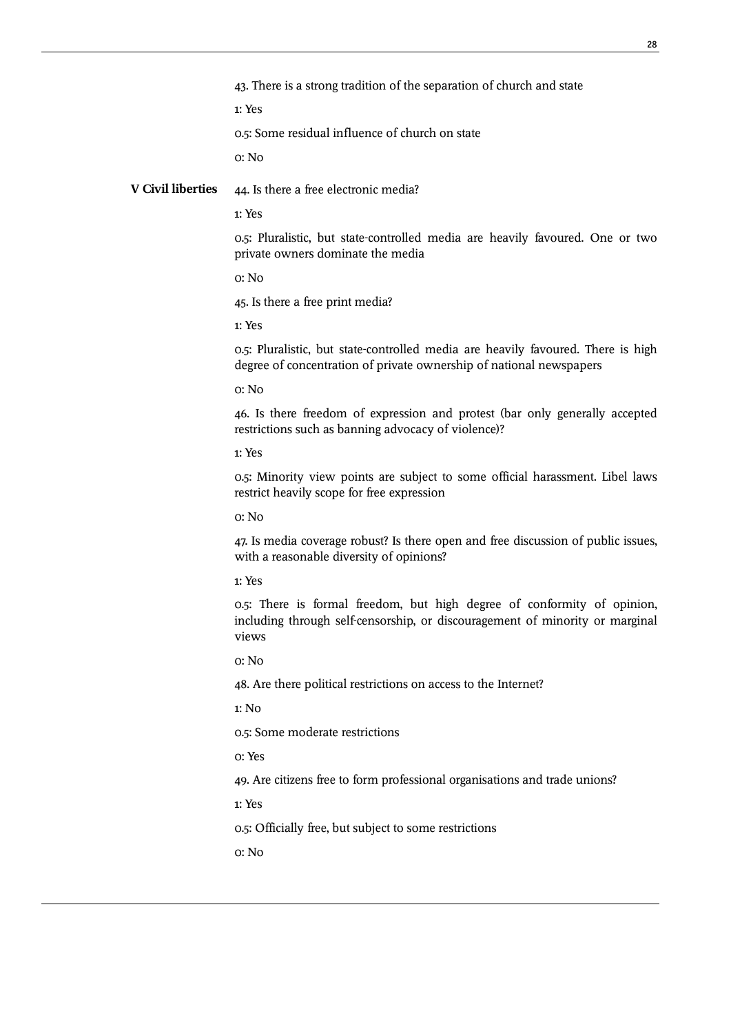43. There is a strong tradition of the separation of church and state

1: Yes

0.5: Some residual influence of church on state

0: No

**V Civil liberties**

44. Is there a free electronic media?

1: Yes

0.5: Pluralistic, but state-controlled media are heavily favoured. One or two private owners dominate the media

0: No

45. Is there a free print media?

1: Yes

0.5: Pluralistic, but state-controlled media are heavily favoured. There is high degree of concentration of private ownership of national newspapers

0: No

46. Is there freedom of expression and protest (bar only generally accepted restrictions such as banning advocacy of violence)?

1: Yes

0.5: Minority view points are subject to some official harassment. Libel laws restrict heavily scope for free expression

0: No

47. Is media coverage robust? Is there open and free discussion of public issues, with a reasonable diversity of opinions?

1: Yes

0.5: There is formal freedom, but high degree of conformity of opinion, including through self-censorship, or discouragement of minority or marginal views

0: No

48. Are there political restrictions on access to the Internet?

1: No

0.5: Some moderate restrictions

0: Yes

49. Are citizens free to form professional organisations and trade unions?

1: Yes

0.5: Officially free, but subject to some restrictions

0: No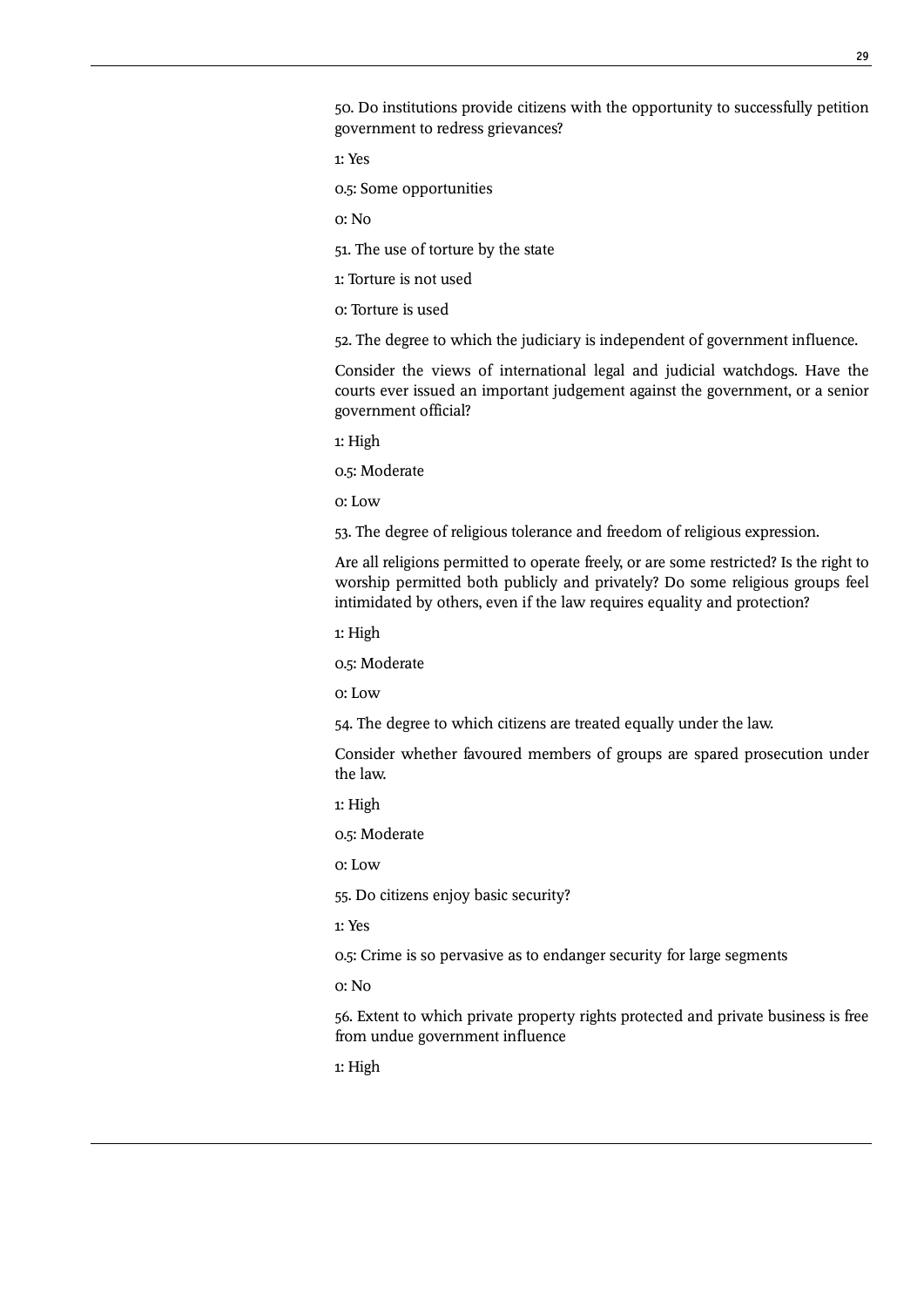50. Do institutions provide citizens with the opportunity to successfully petition government to redress grievances?

1: Yes

0.5: Some opportunities

0: No

51. The use of torture by the state

1: Torture is not used

0: Torture is used

52. The degree to which the judiciary is independent of government influence.

Consider the views of international legal and judicial watchdogs. Have the courts ever issued an important judgement against the government, or a senior government official?

1: High

0.5: Moderate

0: Low

53. The degree of religious tolerance and freedom of religious expression.

Are all religions permitted to operate freely, or are some restricted? Is the right to worship permitted both publicly and privately? Do some religious groups feel intimidated by others, even if the law requires equality and protection?

1: High

0.5: Moderate

0: Low

54. The degree to which citizens are treated equally under the law.

Consider whether favoured members of groups are spared prosecution under the law.

1: High

0.5: Moderate

0: Low

55. Do citizens enjoy basic security?

1: Yes

0.5: Crime is so pervasive as to endanger security for large segments

0: No

56. Extent to which private property rights protected and private business is free from undue government influence

1: High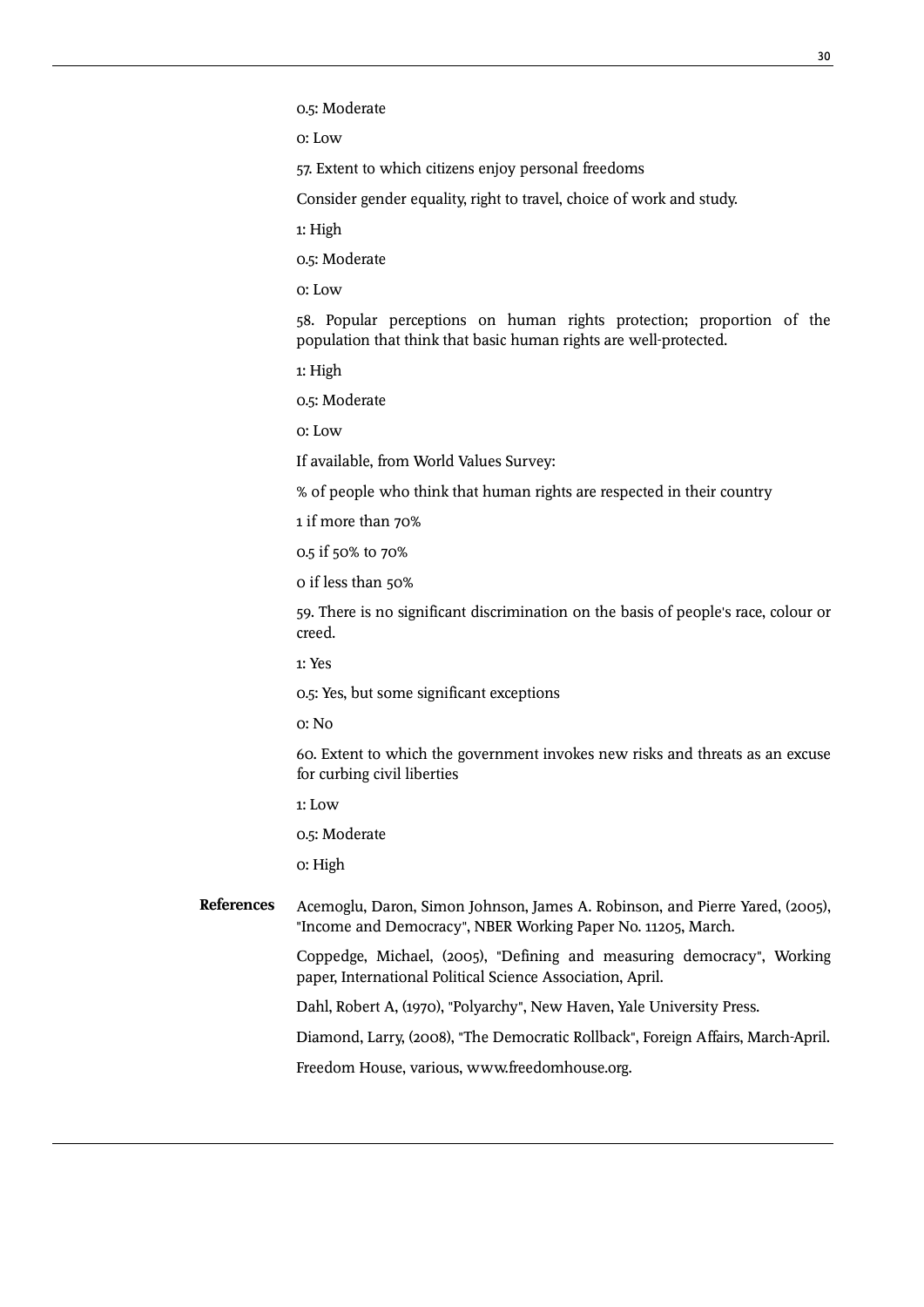0.5: Moderate

0: Low

57. Extent to which citizens enjoy personal freedoms

Consider gender equality, right to travel, choice of work and study.

1: High

0.5: Moderate

0: Low

58. Popular perceptions on human rights protection; proportion of the population that think that basic human rights are well-protected.

1: High

0.5: Moderate

0: Low

If available, from World Values Survey:

% of people who think that human rights are respected in their country

1 if more than 70%

0.5 if 50% to 70%

0 if less than 50%

59. There is no significant discrimination on the basis of people's race, colour or creed.

1: Yes

0.5: Yes, but some significant exceptions

0: No

60. Extent to which the government invokes new risks and threats as an excuse for curbing civil liberties

1: Low

0.5: Moderate

0: High

## References

Acemoglu, Daron, Simon Johnson, James A. Robinson, and Pierre Yared, (2005), "Income and Democracy", NBER Working Paper No. 11205, March.

Coppedge, Michael, (2005), "Defining and measuring democracy", Working paper, International Political Science Association, April.

Dahl, Robert A, (1970), "Polyarchy", New Haven, Yale University Press.

Diamond, Larry, (2008), "The Democratic Rollback", Foreign Affairs, March-April.

Freedom House, various, www.freedomhouse.org.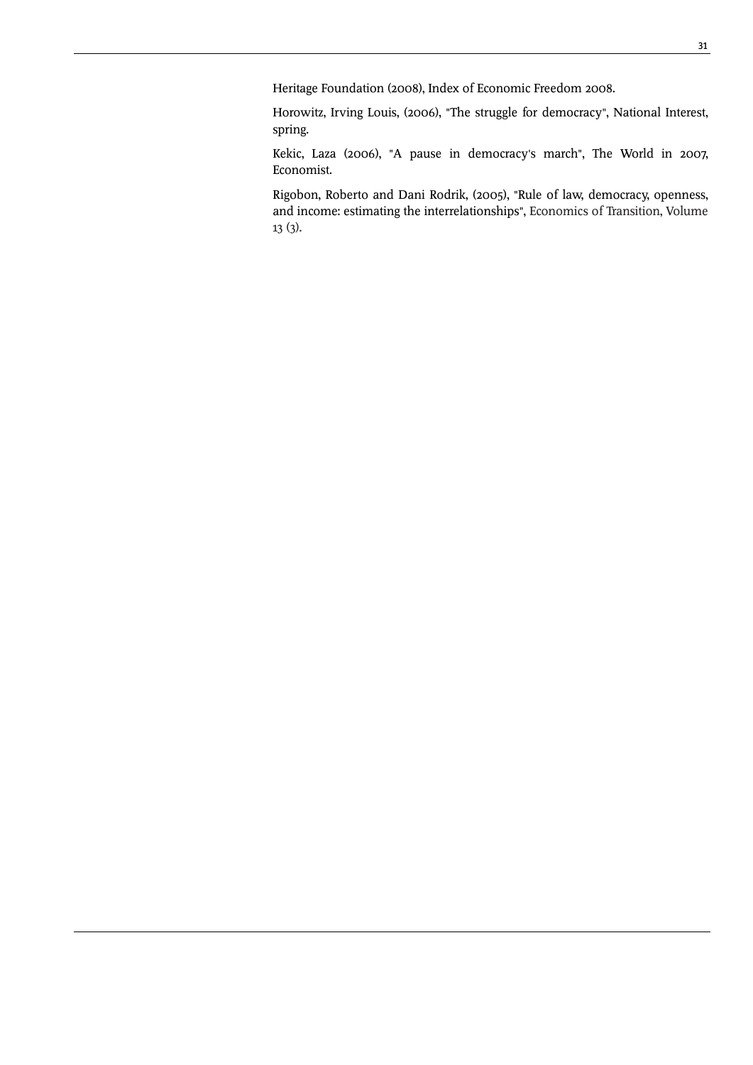Heritage Foundation (2008), Index of Economic Freedom 2008.

Horowitz, Irving Louis, (2006), "The struggle for democracy", National Interest, spring.

Kekic, Laza (2006), "A pause in democracy's march", The World in 2007, Economist.

Rigobon, Roberto and Dani Rodrik, (2005), "Rule of law, democracy, openness, and income: estimating the interrelationships", Economics of Transition, Volume 13 (3).